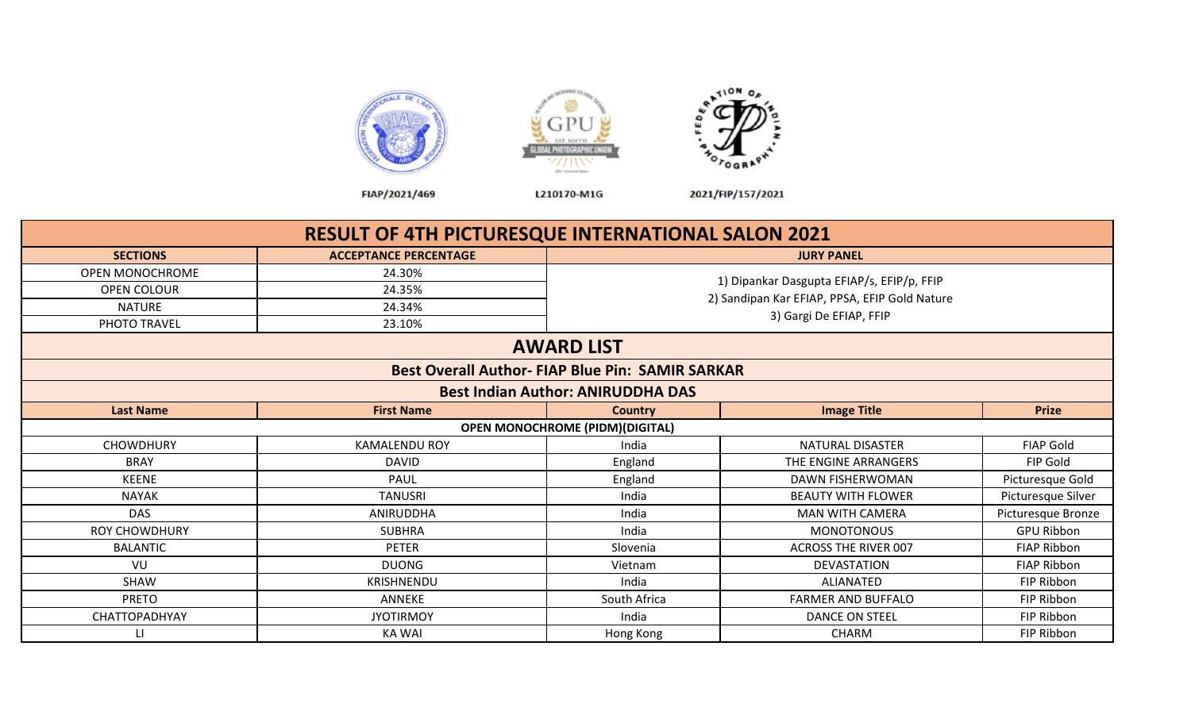FIAP/2021/469 L210170-M1G 2021/FIP/157/2021

# RESULT OF 4TH PICTURESQUE INTERNATIONAL SALON 2021

| SECTIONS | ACCEPTANCE PERCENTAGE | JURY PANEL |
|---|---|---|
| OPEN MONOCHROME | 24.30% | 1) Dipankar Dasgupta EFIAP/s, EFIP/p, FFIP |
| OPEN COLOUR | 24.35% | 2) Sandipan Kar EFIAP, PPSA, EFIP Gold Nature |
| NATURE | 24.34% | 3) Gargi De EFIAP, FFIP |
| PHOTO TRAVEL | 23.10% | |

## AWARD LIST

**Best Overall Author- FIAP Blue Pin: SAMIR SARKAR**

**Best Indian Author: ANIRUDDHA DAS**

| Last Name | First Name | Country | Image Title | Prize |
|---|---|---|---|---|
| | | OPEN MONOCHROME (PIDM)(DIGITAL) | | |
| CHOWDHURY | KAMALENDU ROY | India | NATURAL DISASTER | FIAP Gold |
| BRAY | DAVID | England | THE ENGINE ARRANGERS | FIP Gold |
| KEENE | PAUL | England | DAWN FISHERWOMAN | Picturesque Gold |
| NAYAK | TANUSRI | India | BEAUTY WITH FLOWER | Picturesque Silver |
| DAS | ANIRUDDHA | India | MAN WITH CAMERA | Picturesque Bronze |
| ROY CHOWDHURY | SUBHRA | India | MONOTONOUS | GPU Ribbon |
| BALANTIC | PETER | Slovenia | ACROSS THE RIVER 007 | FIAP Ribbon |
| VU | DUONG | Vietnam | DEVASTATION | FIAP Ribbon |
| SHAW | KRISHNENDU | India | ALIANATED | FIP Ribbon |
| PRETO | ANNEKE | South Africa | FARMER AND BUFFALO | FIP Ribbon |
| CHATTOPADHYAY | JYOTIRMOY | India | DANCE ON STEEL | FIP Ribbon |
| LI | KA WAI | Hong Kong | CHARM | FIP Ribbon |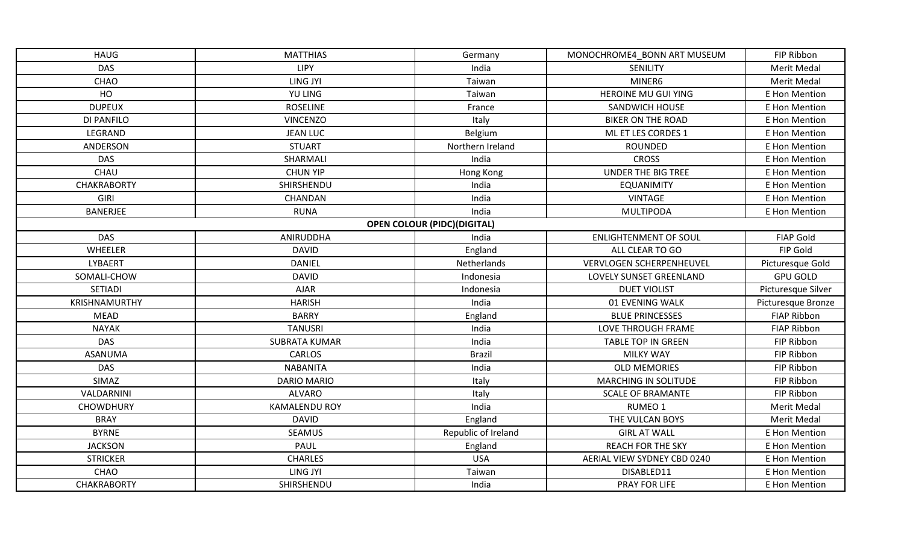| | | | | |
|---|---|---|---|---|
| HAUG | MATTHIAS | Germany | MONOCHROME4_BONN ART MUSEUM | FIP Ribbon |
| DAS | LIPY | India | SENILITY | Merit Medal |
| CHAO | LING JYI | Taiwan | MINER6 | Merit Medal |
| HO | YU LING | Taiwan | HEROINE MU GUI YING | E Hon Mention |
| DUPEUX | ROSELINE | France | SANDWICH HOUSE | E Hon Mention |
| DI PANFILO | VINCENZO | Italy | BIKER ON THE ROAD | E Hon Mention |
| LEGRAND | JEAN LUC | Belgium | ML ET LES CORDES 1 | E Hon Mention |
| ANDERSON | STUART | Northern Ireland | ROUNDED | E Hon Mention |
| DAS | SHARMALI | India | CROSS | E Hon Mention |
| CHAU | CHUN YIP | Hong Kong | UNDER THE BIG TREE | E Hon Mention |
| CHAKRABORTY | SHIRSHENDU | India | EQUANIMITY | E Hon Mention |
| GIRI | CHANDAN | India | VINTAGE | E Hon Mention |
| BANERJEE | RUNA | India | MULTIPODA | E Hon Mention |
| | | **OPEN COLOUR (PIDC)(DIGITAL)** | | |
| DAS | ANIRUDDHA | India | ENLIGHTENMENT OF SOUL | FIAP Gold |
| WHEELER | DAVID | England | ALL CLEAR TO GO | FIP Gold |
| LYBAERT | DANIEL | Netherlands | VERVLOGEN SCHERPENHEUVEL | Picturesque Gold |
| SOMALI-CHOW | DAVID | Indonesia | LOVELY SUNSET GREENLAND | GPU GOLD |
| SETIADI | AJAR | Indonesia | DUET VIOLIST | Picturesque Silver |
| KRISHNAMURTHY | HARISH | India | 01 EVENING WALK | Picturesque Bronze |
| MEAD | BARRY | England | BLUE PRINCESSES | FIAP Ribbon |
| NAYAK | TANUSRI | India | LOVE THROUGH FRAME | FIAP Ribbon |
| DAS | SUBRATA KUMAR | India | TABLE TOP IN GREEN | FIP Ribbon |
| ASANUMA | CARLOS | Brazil | MILKY WAY | FIP Ribbon |
| DAS | NABANITA | India | OLD MEMORIES | FIP Ribbon |
| SIMAZ | DARIO MARIO | Italy | MARCHING IN SOLITUDE | FIP Ribbon |
| VALDARNINI | ALVARO | Italy | SCALE OF BRAMANTE | FIP Ribbon |
| CHOWDHURY | KAMALENDU ROY | India | RUMEO 1 | Merit Medal |
| BRAY | DAVID | England | THE VULCAN BOYS | Merit Medal |
| BYRNE | SEAMUS | Republic of Ireland | GIRL AT WALL | E Hon Mention |
| JACKSON | PAUL | England | REACH FOR THE SKY | E Hon Mention |
| STRICKER | CHARLES | USA | AERIAL VIEW SYDNEY CBD 0240 | E Hon Mention |
| CHAO | LING JYI | Taiwan | DISABLED11 | E Hon Mention |
| CHAKRABORTY | SHIRSHENDU | India | PRAY FOR LIFE | E Hon Mention |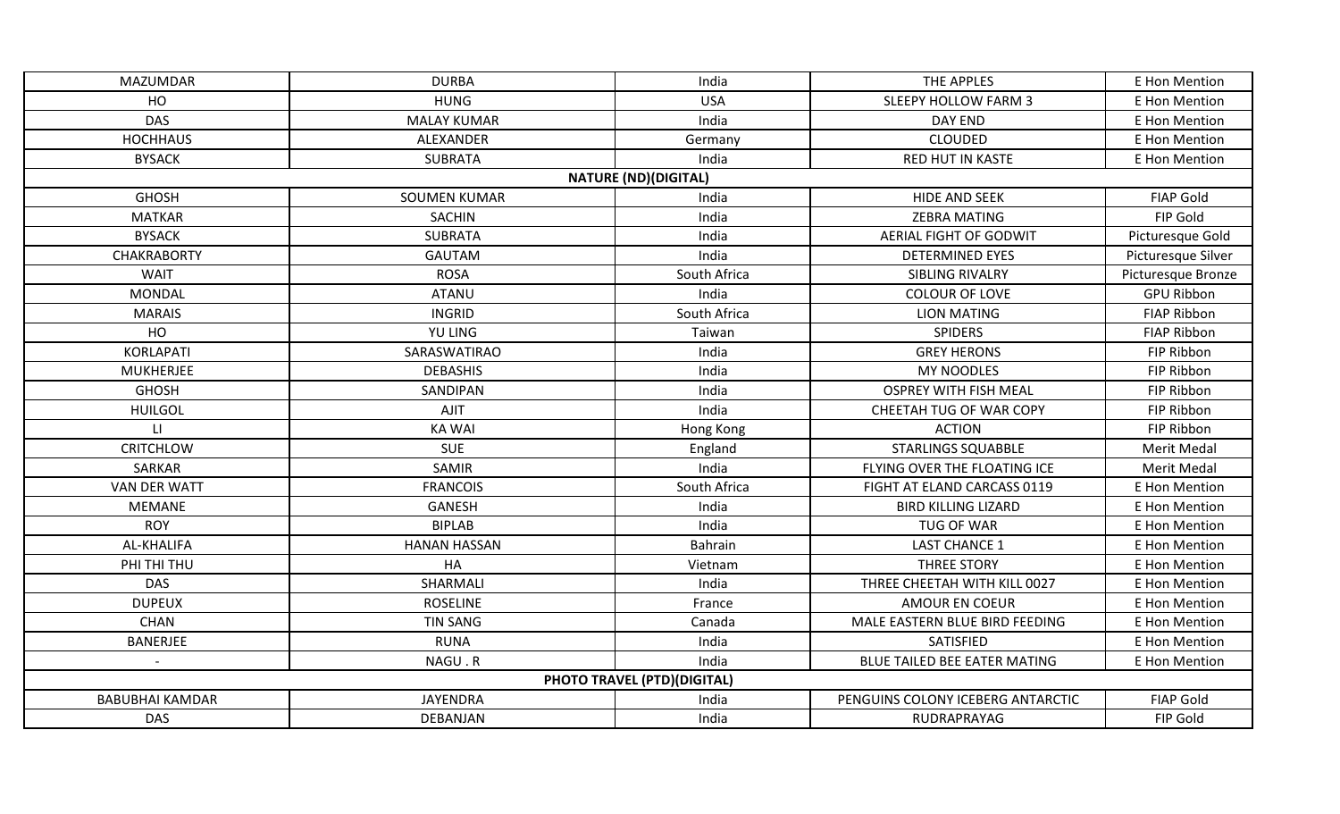| | | | | |
|---|---|---|---|---|
| MAZUMDAR | DURBA | India | THE APPLES | E Hon Mention |
| HO | HUNG | USA | SLEEPY HOLLOW FARM 3 | E Hon Mention |
| DAS | MALAY KUMAR | India | DAY END | E Hon Mention |
| HOCHHAUS | ALEXANDER | Germany | CLOUDED | E Hon Mention |
| BYSACK | SUBRATA | India | RED HUT IN KASTE | E Hon Mention |
| | | **NATURE (ND)(DIGITAL)** | | |
| GHOSH | SOUMEN KUMAR | India | HIDE AND SEEK | FIAP Gold |
| MATKAR | SACHIN | India | ZEBRA MATING | FIP Gold |
| BYSACK | SUBRATA | India | AERIAL FIGHT OF GODWIT | Picturesque Gold |
| CHAKRABORTY | GAUTAM | India | DETERMINED EYES | Picturesque Silver |
| WAIT | ROSA | South Africa | SIBLING RIVALRY | Picturesque Bronze |
| MONDAL | ATANU | India | COLOUR OF LOVE | GPU Ribbon |
| MARAIS | INGRID | South Africa | LION MATING | FIAP Ribbon |
| HO | YU LING | Taiwan | SPIDERS | FIAP Ribbon |
| KORLAPATI | SARASWATIRAO | India | GREY HERONS | FIP Ribbon |
| MUKHERJEE | DEBASHIS | India | MY NOODLES | FIP Ribbon |
| GHOSH | SANDIPAN | India | OSPREY WITH FISH MEAL | FIP Ribbon |
| HUILGOL | AJIT | India | CHEETAH TUG OF WAR COPY | FIP Ribbon |
| LI | KA WAI | Hong Kong | ACTION | FIP Ribbon |
| CRITCHLOW | SUE | England | STARLINGS SQUABBLE | Merit Medal |
| SARKAR | SAMIR | India | FLYING OVER THE FLOATING ICE | Merit Medal |
| VAN DER WATT | FRANCOIS | South Africa | FIGHT AT ELAND CARCASS 0119 | E Hon Mention |
| MEMANE | GANESH | India | BIRD KILLING LIZARD | E Hon Mention |
| ROY | BIPLAB | India | TUG OF WAR | E Hon Mention |
| AL-KHALIFA | HANAN HASSAN | Bahrain | LAST CHANCE 1 | E Hon Mention |
| PHI THI THU | HA | Vietnam | THREE STORY | E Hon Mention |
| DAS | SHARMALI | India | THREE CHEETAH WITH KILL 0027 | E Hon Mention |
| DUPEUX | ROSELINE | France | AMOUR EN COEUR | E Hon Mention |
| CHAN | TIN SANG | Canada | MALE EASTERN BLUE BIRD FEEDING | E Hon Mention |
| BANERJEE | RUNA | India | SATISFIED | E Hon Mention |
| - | NAGU . R | India | BLUE TAILED BEE EATER MATING | E Hon Mention |
| | | **PHOTO TRAVEL (PTD)(DIGITAL)** | | |
| BABUBHAI KAMDAR | JAYENDRA | India | PENGUINS COLONY ICEBERG ANTARCTIC | FIAP Gold |
| DAS | DEBANJAN | India | RUDRAPRAYAG | FIP Gold |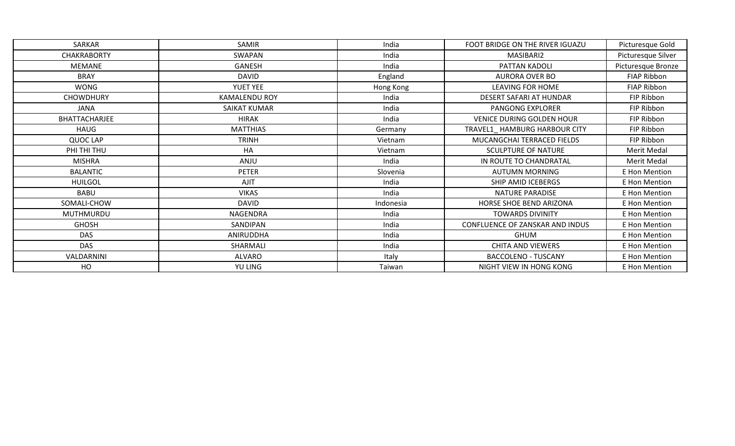| SARKAR | SAMIR | India | FOOT BRIDGE ON THE RIVER IGUAZU | Picturesque Gold |
|---|---|---|---|---|
| CHAKRABORTY | SWAPAN | India | MASIBARI2 | Picturesque Silver |
| MEMANE | GANESH | India | PATTAN KADOLI | Picturesque Bronze |
| BRAY | DAVID | England | AURORA OVER BO | FIAP Ribbon |
| WONG | YUET YEE | Hong Kong | LEAVING FOR HOME | FIAP Ribbon |
| CHOWDHURY | KAMALENDU ROY | India | DESERT SAFARI AT HUNDAR | FIP Ribbon |
| JANA | SAIKAT KUMAR | India | PANGONG EXPLORER | FIP Ribbon |
| BHATTACHARJEE | HIRAK | India | VENICE DURING GOLDEN HOUR | FIP Ribbon |
| HAUG | MATTHIAS | Germany | TRAVEL1_ HAMBURG HARBOUR CITY | FIP Ribbon |
| QUOC LAP | TRINH | Vietnam | MUCANGCHAI TERRACED FIELDS | FIP Ribbon |
| PHI THI THU | HA | Vietnam | SCULPTURE OF NATURE | Merit Medal |
| MISHRA | ANJU | India | IN ROUTE TO CHANDRATAL | Merit Medal |
| BALANTIC | PETER | Slovenia | AUTUMN MORNING | E Hon Mention |
| HUILGOL | AJIT | India | SHIP AMID ICEBERGS | E Hon Mention |
| BABU | VIKAS | India | NATURE PARADISE | E Hon Mention |
| SOMALI-CHOW | DAVID | Indonesia | HORSE SHOE BEND ARIZONA | E Hon Mention |
| MUTHMURDU | NAGENDRA | India | TOWARDS DIVINITY | E Hon Mention |
| GHOSH | SANDIPAN | India | CONFLUENCE OF ZANSKAR AND INDUS | E Hon Mention |
| DAS | ANIRUDDHA | India | GHUM | E Hon Mention |
| DAS | SHARMALI | India | CHITA AND VIEWERS | E Hon Mention |
| VALDARNINI | ALVARO | Italy | BACCOLENO - TUSCANY | E Hon Mention |
| HO | YU LING | Taiwan | NIGHT VIEW IN HONG KONG | E Hon Mention |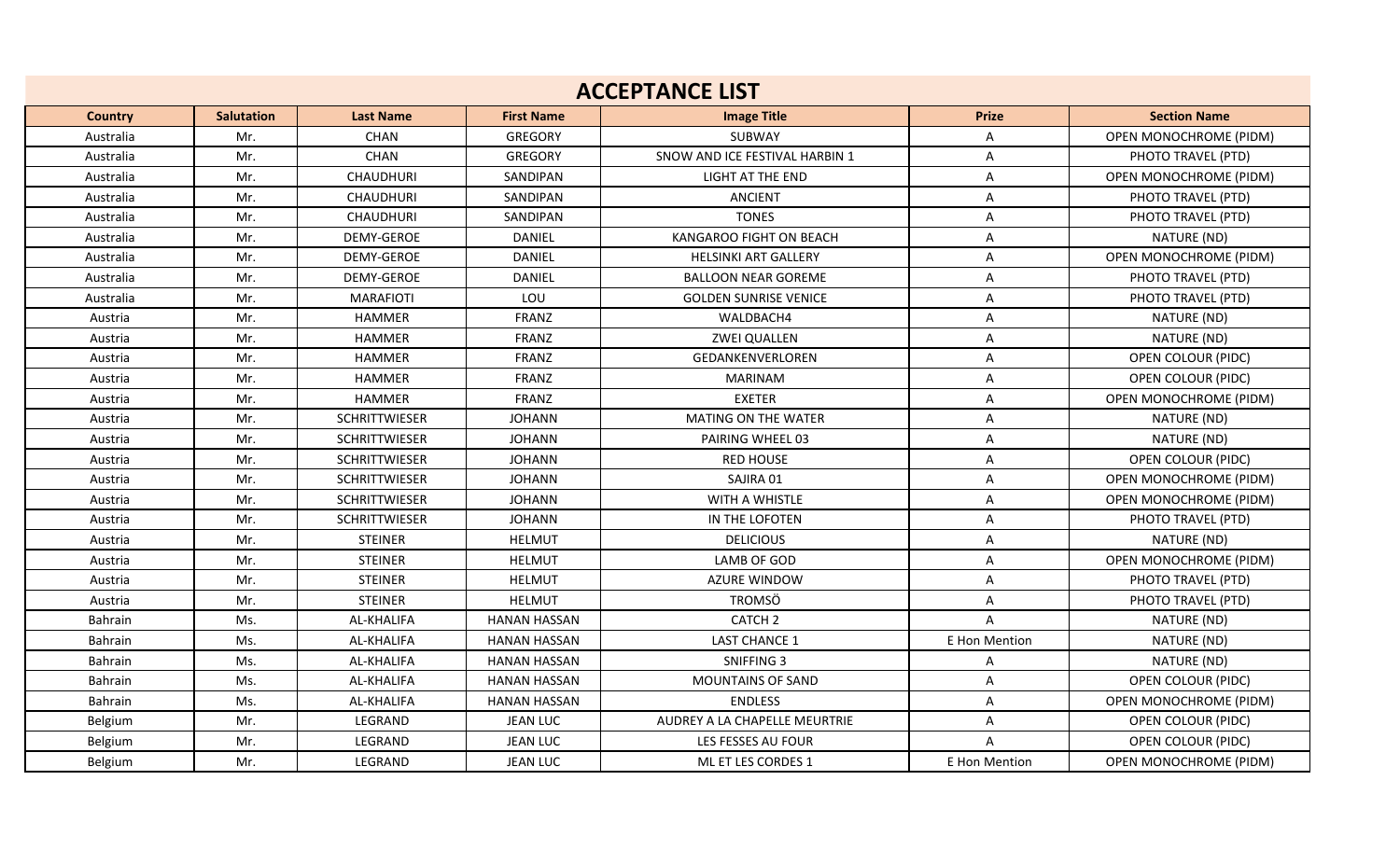## ACCEPTANCE LIST

| Country | Salutation | Last Name | First Name | Image Title | Prize | Section Name |
|---|---|---|---|---|---|---|
| Australia | Mr. | CHAN | GREGORY | SUBWAY | A | OPEN MONOCHROME (PIDM) |
| Australia | Mr. | CHAN | GREGORY | SNOW AND ICE FESTIVAL HARBIN 1 | A | PHOTO TRAVEL (PTD) |
| Australia | Mr. | CHAUDHURI | SANDIPAN | LIGHT AT THE END | A | OPEN MONOCHROME (PIDM) |
| Australia | Mr. | CHAUDHURI | SANDIPAN | ANCIENT | A | PHOTO TRAVEL (PTD) |
| Australia | Mr. | CHAUDHURI | SANDIPAN | TONES | A | PHOTO TRAVEL (PTD) |
| Australia | Mr. | DEMY-GEROE | DANIEL | KANGAROO FIGHT ON BEACH | A | NATURE (ND) |
| Australia | Mr. | DEMY-GEROE | DANIEL | HELSINKI ART GALLERY | A | OPEN MONOCHROME (PIDM) |
| Australia | Mr. | DEMY-GEROE | DANIEL | BALLOON NEAR GOREME | A | PHOTO TRAVEL (PTD) |
| Australia | Mr. | MARAFIOTI | LOU | GOLDEN SUNRISE VENICE | A | PHOTO TRAVEL (PTD) |
| Austria | Mr. | HAMMER | FRANZ | WALDBACH4 | A | NATURE (ND) |
| Austria | Mr. | HAMMER | FRANZ | ZWEI QUALLEN | A | NATURE (ND) |
| Austria | Mr. | HAMMER | FRANZ | GEDANKENVERLOREN | A | OPEN COLOUR (PIDC) |
| Austria | Mr. | HAMMER | FRANZ | MARINAM | A | OPEN COLOUR (PIDC) |
| Austria | Mr. | HAMMER | FRANZ | EXETER | A | OPEN MONOCHROME (PIDM) |
| Austria | Mr. | SCHRITTWIESER | JOHANN | MATING ON THE WATER | A | NATURE (ND) |
| Austria | Mr. | SCHRITTWIESER | JOHANN | PAIRING WHEEL 03 | A | NATURE (ND) |
| Austria | Mr. | SCHRITTWIESER | JOHANN | RED HOUSE | A | OPEN COLOUR (PIDC) |
| Austria | Mr. | SCHRITTWIESER | JOHANN | SAJIRA 01 | A | OPEN MONOCHROME (PIDM) |
| Austria | Mr. | SCHRITTWIESER | JOHANN | WITH A WHISTLE | A | OPEN MONOCHROME (PIDM) |
| Austria | Mr. | SCHRITTWIESER | JOHANN | IN THE LOFOTEN | A | PHOTO TRAVEL (PTD) |
| Austria | Mr. | STEINER | HELMUT | DELICIOUS | A | NATURE (ND) |
| Austria | Mr. | STEINER | HELMUT | LAMB OF GOD | A | OPEN MONOCHROME (PIDM) |
| Austria | Mr. | STEINER | HELMUT | AZURE WINDOW | A | PHOTO TRAVEL (PTD) |
| Austria | Mr. | STEINER | HELMUT | TROMSÖ | A | PHOTO TRAVEL (PTD) |
| Bahrain | Ms. | AL-KHALIFA | HANAN HASSAN | CATCH 2 | A | NATURE (ND) |
| Bahrain | Ms. | AL-KHALIFA | HANAN HASSAN | LAST CHANCE 1 | E Hon Mention | NATURE (ND) |
| Bahrain | Ms. | AL-KHALIFA | HANAN HASSAN | SNIFFING 3 | A | NATURE (ND) |
| Bahrain | Ms. | AL-KHALIFA | HANAN HASSAN | MOUNTAINS OF SAND | A | OPEN COLOUR (PIDC) |
| Bahrain | Ms. | AL-KHALIFA | HANAN HASSAN | ENDLESS | A | OPEN MONOCHROME (PIDM) |
| Belgium | Mr. | LEGRAND | JEAN LUC | AUDREY A LA CHAPELLE MEURTRIE | A | OPEN COLOUR (PIDC) |
| Belgium | Mr. | LEGRAND | JEAN LUC | LES FESSES AU FOUR | A | OPEN COLOUR (PIDC) |
| Belgium | Mr. | LEGRAND | JEAN LUC | ML ET LES CORDES 1 | E Hon Mention | OPEN MONOCHROME (PIDM) |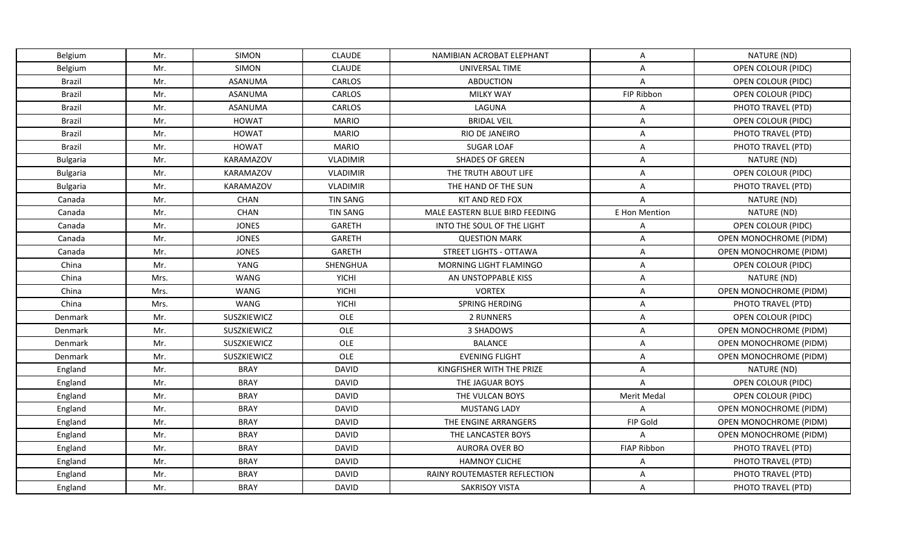| Belgium | Mr. | SIMON | CLAUDE | NAMIBIAN ACROBAT ELEPHANT | A | NATURE (ND) |
|---|---|---|---|---|---|---|
| Belgium | Mr. | SIMON | CLAUDE | UNIVERSAL TIME | A | OPEN COLOUR (PIDC) |
| Brazil | Mr. | ASANUMA | CARLOS | ABDUCTION | A | OPEN COLOUR (PIDC) |
| Brazil | Mr. | ASANUMA | CARLOS | MILKY WAY | FIP Ribbon | OPEN COLOUR (PIDC) |
| Brazil | Mr. | ASANUMA | CARLOS | LAGUNA | A | PHOTO TRAVEL (PTD) |
| Brazil | Mr. | HOWAT | MARIO | BRIDAL VEIL | A | OPEN COLOUR (PIDC) |
| Brazil | Mr. | HOWAT | MARIO | RIO DE JANEIRO | A | PHOTO TRAVEL (PTD) |
| Brazil | Mr. | HOWAT | MARIO | SUGAR LOAF | A | PHOTO TRAVEL (PTD) |
| Bulgaria | Mr. | KARAMAZOV | VLADIMIR | SHADES OF GREEN | A | NATURE (ND) |
| Bulgaria | Mr. | KARAMAZOV | VLADIMIR | THE TRUTH ABOUT LIFE | A | OPEN COLOUR (PIDC) |
| Bulgaria | Mr. | KARAMAZOV | VLADIMIR | THE HAND OF THE SUN | A | PHOTO TRAVEL (PTD) |
| Canada | Mr. | CHAN | TIN SANG | KIT AND RED FOX | A | NATURE (ND) |
| Canada | Mr. | CHAN | TIN SANG | MALE EASTERN BLUE BIRD FEEDING | E Hon Mention | NATURE (ND) |
| Canada | Mr. | JONES | GARETH | INTO THE SOUL OF THE LIGHT | A | OPEN COLOUR (PIDC) |
| Canada | Mr. | JONES | GARETH | QUESTION MARK | A | OPEN MONOCHROME (PIDM) |
| Canada | Mr. | JONES | GARETH | STREET LIGHTS - OTTAWA | A | OPEN MONOCHROME (PIDM) |
| China | Mr. | YANG | SHENGHUA | MORNING LIGHT FLAMINGO | A | OPEN COLOUR (PIDC) |
| China | Mrs. | WANG | YICHI | AN UNSTOPPABLE KISS | A | NATURE (ND) |
| China | Mrs. | WANG | YICHI | VORTEX | A | OPEN MONOCHROME (PIDM) |
| China | Mrs. | WANG | YICHI | SPRING HERDING | A | PHOTO TRAVEL (PTD) |
| Denmark | Mr. | SUSZKIEWICZ | OLE | 2 RUNNERS | A | OPEN COLOUR (PIDC) |
| Denmark | Mr. | SUSZKIEWICZ | OLE | 3 SHADOWS | A | OPEN MONOCHROME (PIDM) |
| Denmark | Mr. | SUSZKIEWICZ | OLE | BALANCE | A | OPEN MONOCHROME (PIDM) |
| Denmark | Mr. | SUSZKIEWICZ | OLE | EVENING FLIGHT | A | OPEN MONOCHROME (PIDM) |
| England | Mr. | BRAY | DAVID | KINGFISHER WITH THE PRIZE | A | NATURE (ND) |
| England | Mr. | BRAY | DAVID | THE JAGUAR BOYS | A | OPEN COLOUR (PIDC) |
| England | Mr. | BRAY | DAVID | THE VULCAN BOYS | Merit Medal | OPEN COLOUR (PIDC) |
| England | Mr. | BRAY | DAVID | MUSTANG LADY | A | OPEN MONOCHROME (PIDM) |
| England | Mr. | BRAY | DAVID | THE ENGINE ARRANGERS | FIP Gold | OPEN MONOCHROME (PIDM) |
| England | Mr. | BRAY | DAVID | THE LANCASTER BOYS | A | OPEN MONOCHROME (PIDM) |
| England | Mr. | BRAY | DAVID | AURORA OVER BO | FIAP Ribbon | PHOTO TRAVEL (PTD) |
| England | Mr. | BRAY | DAVID | HAMNOY CLICHE | A | PHOTO TRAVEL (PTD) |
| England | Mr. | BRAY | DAVID | RAINY ROUTEMASTER REFLECTION | A | PHOTO TRAVEL (PTD) |
| England | Mr. | BRAY | DAVID | SAKRISOY VISTA | A | PHOTO TRAVEL (PTD) |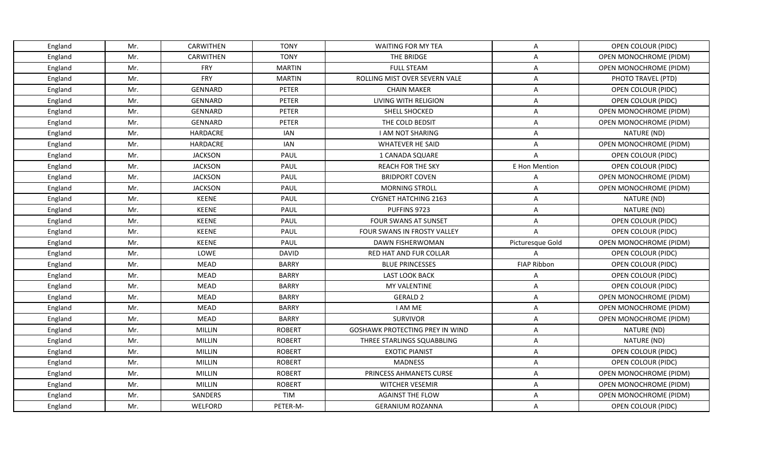| England | Mr. | CARWITHEN | TONY | WAITING FOR MY TEA | A | OPEN COLOUR (PIDC) |
|---|---|---|---|---|---|---|
| England | Mr. | CARWITHEN | TONY | THE BRIDGE | A | OPEN MONOCHROME (PIDM) |
| England | Mr. | FRY | MARTIN | FULL STEAM | A | OPEN MONOCHROME (PIDM) |
| England | Mr. | FRY | MARTIN | ROLLING MIST OVER SEVERN VALE | A | PHOTO TRAVEL (PTD) |
| England | Mr. | GENNARD | PETER | CHAIN MAKER | A | OPEN COLOUR (PIDC) |
| England | Mr. | GENNARD | PETER | LIVING WITH RELIGION | A | OPEN COLOUR (PIDC) |
| England | Mr. | GENNARD | PETER | SHELL SHOCKED | A | OPEN MONOCHROME (PIDM) |
| England | Mr. | GENNARD | PETER | THE COLD BEDSIT | A | OPEN MONOCHROME (PIDM) |
| England | Mr. | HARDACRE | IAN | I AM NOT SHARING | A | NATURE (ND) |
| England | Mr. | HARDACRE | IAN | WHATEVER HE SAID | A | OPEN MONOCHROME (PIDM) |
| England | Mr. | JACKSON | PAUL | 1 CANADA SQUARE | A | OPEN COLOUR (PIDC) |
| England | Mr. | JACKSON | PAUL | REACH FOR THE SKY | E Hon Mention | OPEN COLOUR (PIDC) |
| England | Mr. | JACKSON | PAUL | BRIDPORT COVEN | A | OPEN MONOCHROME (PIDM) |
| England | Mr. | JACKSON | PAUL | MORNING STROLL | A | OPEN MONOCHROME (PIDM) |
| England | Mr. | KEENE | PAUL | CYGNET HATCHING 2163 | A | NATURE (ND) |
| England | Mr. | KEENE | PAUL | PUFFINS 9723 | A | NATURE (ND) |
| England | Mr. | KEENE | PAUL | FOUR SWANS AT SUNSET | A | OPEN COLOUR (PIDC) |
| England | Mr. | KEENE | PAUL | FOUR SWANS IN FROSTY VALLEY | A | OPEN COLOUR (PIDC) |
| England | Mr. | KEENE | PAUL | DAWN FISHERWOMAN | Picturesque Gold | OPEN MONOCHROME (PIDM) |
| England | Mr. | LOWE | DAVID | RED HAT AND FUR COLLAR | A | OPEN COLOUR (PIDC) |
| England | Mr. | MEAD | BARRY | BLUE PRINCESSES | FIAP Ribbon | OPEN COLOUR (PIDC) |
| England | Mr. | MEAD | BARRY | LAST LOOK BACK | A | OPEN COLOUR (PIDC) |
| England | Mr. | MEAD | BARRY | MY VALENTINE | A | OPEN COLOUR (PIDC) |
| England | Mr. | MEAD | BARRY | GERALD 2 | A | OPEN MONOCHROME (PIDM) |
| England | Mr. | MEAD | BARRY | I AM ME | A | OPEN MONOCHROME (PIDM) |
| England | Mr. | MEAD | BARRY | SURVIVOR | A | OPEN MONOCHROME (PIDM) |
| England | Mr. | MILLIN | ROBERT | GOSHAWK PROTECTING PREY IN WIND | A | NATURE (ND) |
| England | Mr. | MILLIN | ROBERT | THREE STARLINGS SQUABBLING | A | NATURE (ND) |
| England | Mr. | MILLIN | ROBERT | EXOTIC PIANIST | A | OPEN COLOUR (PIDC) |
| England | Mr. | MILLIN | ROBERT | MADNESS | A | OPEN COLOUR (PIDC) |
| England | Mr. | MILLIN | ROBERT | PRINCESS AHMANETS CURSE | A | OPEN MONOCHROME (PIDM) |
| England | Mr. | MILLIN | ROBERT | WITCHER VESEMIR | A | OPEN MONOCHROME (PIDM) |
| England | Mr. | SANDERS | TIM | AGAINST THE FLOW | A | OPEN MONOCHROME (PIDM) |
| England | Mr. | WELFORD | PETER-M- | GERANIUM ROZANNA | A | OPEN COLOUR (PIDC) |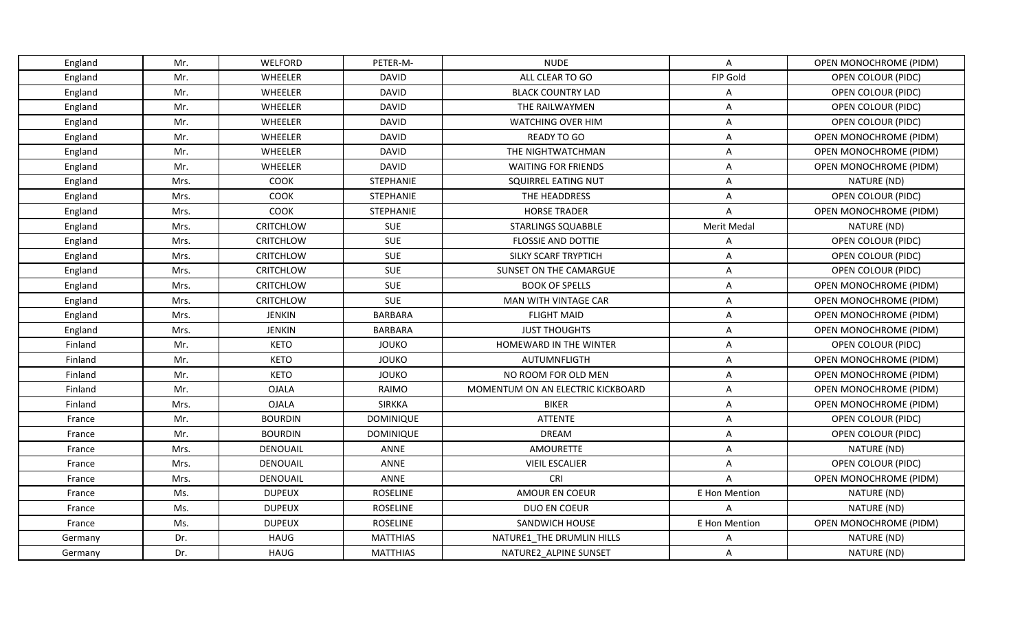| England | Mr. | WELFORD | PETER-M- | NUDE | A | OPEN MONOCHROME (PIDM) |
|---|---|---|---|---|---|---|
| England | Mr. | WHEELER | DAVID | ALL CLEAR TO GO | FIP Gold | OPEN COLOUR (PIDC) |
| England | Mr. | WHEELER | DAVID | BLACK COUNTRY LAD | A | OPEN COLOUR (PIDC) |
| England | Mr. | WHEELER | DAVID | THE RAILWAYMEN | A | OPEN COLOUR (PIDC) |
| England | Mr. | WHEELER | DAVID | WATCHING OVER HIM | A | OPEN COLOUR (PIDC) |
| England | Mr. | WHEELER | DAVID | READY TO GO | A | OPEN MONOCHROME (PIDM) |
| England | Mr. | WHEELER | DAVID | THE NIGHTWATCHMAN | A | OPEN MONOCHROME (PIDM) |
| England | Mr. | WHEELER | DAVID | WAITING FOR FRIENDS | A | OPEN MONOCHROME (PIDM) |
| England | Mrs. | COOK | STEPHANIE | SQUIRREL EATING NUT | A | NATURE (ND) |
| England | Mrs. | COOK | STEPHANIE | THE HEADDRESS | A | OPEN COLOUR (PIDC) |
| England | Mrs. | COOK | STEPHANIE | HORSE TRADER | A | OPEN MONOCHROME (PIDM) |
| England | Mrs. | CRITCHLOW | SUE | STARLINGS SQUABBLE | Merit Medal | NATURE (ND) |
| England | Mrs. | CRITCHLOW | SUE | FLOSSIE AND DOTTIE | A | OPEN COLOUR (PIDC) |
| England | Mrs. | CRITCHLOW | SUE | SILKY SCARF TRYPTICH | A | OPEN COLOUR (PIDC) |
| England | Mrs. | CRITCHLOW | SUE | SUNSET ON THE CAMARGUE | A | OPEN COLOUR (PIDC) |
| England | Mrs. | CRITCHLOW | SUE | BOOK OF SPELLS | A | OPEN MONOCHROME (PIDM) |
| England | Mrs. | CRITCHLOW | SUE | MAN WITH VINTAGE CAR | A | OPEN MONOCHROME (PIDM) |
| England | Mrs. | JENKIN | BARBARA | FLIGHT MAID | A | OPEN MONOCHROME (PIDM) |
| England | Mrs. | JENKIN | BARBARA | JUST THOUGHTS | A | OPEN MONOCHROME (PIDM) |
| Finland | Mr. | KETO | JOUKO | HOMEWARD IN THE WINTER | A | OPEN COLOUR (PIDC) |
| Finland | Mr. | KETO | JOUKO | AUTUMNFLIGTH | A | OPEN MONOCHROME (PIDM) |
| Finland | Mr. | KETO | JOUKO | NO ROOM FOR OLD MEN | A | OPEN MONOCHROME (PIDM) |
| Finland | Mr. | OJALA | RAIMO | MOMENTUM ON AN ELECTRIC KICKBOARD | A | OPEN MONOCHROME (PIDM) |
| Finland | Mrs. | OJALA | SIRKKA | BIKER | A | OPEN MONOCHROME (PIDM) |
| France | Mr. | BOURDIN | DOMINIQUE | ATTENTE | A | OPEN COLOUR (PIDC) |
| France | Mr. | BOURDIN | DOMINIQUE | DREAM | A | OPEN COLOUR (PIDC) |
| France | Mrs. | DENOUAIL | ANNE | AMOURETTE | A | NATURE (ND) |
| France | Mrs. | DENOUAIL | ANNE | VIEIL ESCALIER | A | OPEN COLOUR (PIDC) |
| France | Mrs. | DENOUAIL | ANNE | CRI | A | OPEN MONOCHROME (PIDM) |
| France | Ms. | DUPEUX | ROSELINE | AMOUR EN COEUR | E Hon Mention | NATURE (ND) |
| France | Ms. | DUPEUX | ROSELINE | DUO EN COEUR | A | NATURE (ND) |
| France | Ms. | DUPEUX | ROSELINE | SANDWICH HOUSE | E Hon Mention | OPEN MONOCHROME (PIDM) |
| Germany | Dr. | HAUG | MATTHIAS | NATURE1_THE DRUMLIN HILLS | A | NATURE (ND) |
| Germany | Dr. | HAUG | MATTHIAS | NATURE2_ALPINE SUNSET | A | NATURE (ND) |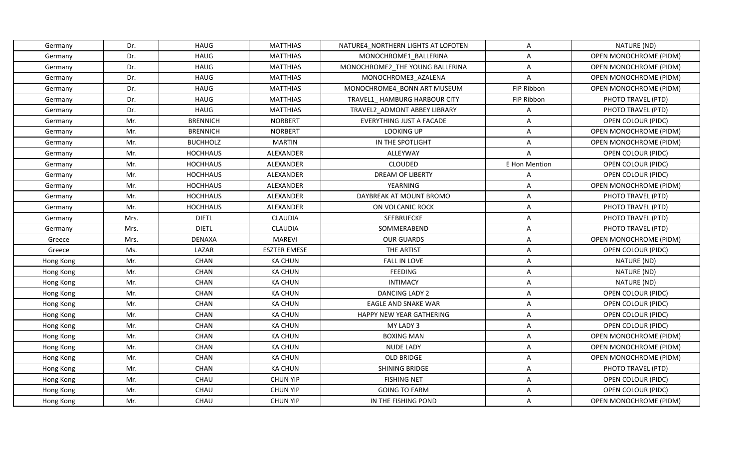| Germany | Dr. | HAUG | MATTHIAS | NATURE4_NORTHERN LIGHTS AT LOFOTEN | A | NATURE (ND) |
|---|---|---|---|---|---|---|
| Germany | Dr. | HAUG | MATTHIAS | MONOCHROME1_BALLERINA | A | OPEN MONOCHROME (PIDM) |
| Germany | Dr. | HAUG | MATTHIAS | MONOCHROME2_THE YOUNG BALLERINA | A | OPEN MONOCHROME (PIDM) |
| Germany | Dr. | HAUG | MATTHIAS | MONOCHROME3_AZALENA | A | OPEN MONOCHROME (PIDM) |
| Germany | Dr. | HAUG | MATTHIAS | MONOCHROME4_BONN ART MUSEUM | FIP Ribbon | OPEN MONOCHROME (PIDM) |
| Germany | Dr. | HAUG | MATTHIAS | TRAVEL1_ HAMBURG HARBOUR CITY | FIP Ribbon | PHOTO TRAVEL (PTD) |
| Germany | Dr. | HAUG | MATTHIAS | TRAVEL2_ADMONT ABBEY LIBRARY | A | PHOTO TRAVEL (PTD) |
| Germany | Mr. | BRENNICH | NORBERT | EVERYTHING JUST A FACADE | A | OPEN COLOUR (PIDC) |
| Germany | Mr. | BRENNICH | NORBERT | LOOKING UP | A | OPEN MONOCHROME (PIDM) |
| Germany | Mr. | BUCHHOLZ | MARTIN | IN THE SPOTLIGHT | A | OPEN MONOCHROME (PIDM) |
| Germany | Mr. | HOCHHAUS | ALEXANDER | ALLEYWAY | A | OPEN COLOUR (PIDC) |
| Germany | Mr. | HOCHHAUS | ALEXANDER | CLOUDED | E Hon Mention | OPEN COLOUR (PIDC) |
| Germany | Mr. | HOCHHAUS | ALEXANDER | DREAM OF LIBERTY | A | OPEN COLOUR (PIDC) |
| Germany | Mr. | HOCHHAUS | ALEXANDER | YEARNING | A | OPEN MONOCHROME (PIDM) |
| Germany | Mr. | HOCHHAUS | ALEXANDER | DAYBREAK AT MOUNT BROMO | A | PHOTO TRAVEL (PTD) |
| Germany | Mr. | HOCHHAUS | ALEXANDER | ON VOLCANIC ROCK | A | PHOTO TRAVEL (PTD) |
| Germany | Mrs. | DIETL | CLAUDIA | SEEBRUECKE | A | PHOTO TRAVEL (PTD) |
| Germany | Mrs. | DIETL | CLAUDIA | SOMMERABEND | A | PHOTO TRAVEL (PTD) |
| Greece | Mrs. | DENAXA | MAREVI | OUR GUARDS | A | OPEN MONOCHROME (PIDM) |
| Greece | Ms. | LAZAR | ESZTER EMESE | THE ARTIST | A | OPEN COLOUR (PIDC) |
| Hong Kong | Mr. | CHAN | KA CHUN | FALL IN LOVE | A | NATURE (ND) |
| Hong Kong | Mr. | CHAN | KA CHUN | FEEDING | A | NATURE (ND) |
| Hong Kong | Mr. | CHAN | KA CHUN | INTIMACY | A | NATURE (ND) |
| Hong Kong | Mr. | CHAN | KA CHUN | DANCING LADY 2 | A | OPEN COLOUR (PIDC) |
| Hong Kong | Mr. | CHAN | KA CHUN | EAGLE AND SNAKE WAR | A | OPEN COLOUR (PIDC) |
| Hong Kong | Mr. | CHAN | KA CHUN | HAPPY NEW YEAR GATHERING | A | OPEN COLOUR (PIDC) |
| Hong Kong | Mr. | CHAN | KA CHUN | MY LADY 3 | A | OPEN COLOUR (PIDC) |
| Hong Kong | Mr. | CHAN | KA CHUN | BOXING MAN | A | OPEN MONOCHROME (PIDM) |
| Hong Kong | Mr. | CHAN | KA CHUN | NUDE LADY | A | OPEN MONOCHROME (PIDM) |
| Hong Kong | Mr. | CHAN | KA CHUN | OLD BRIDGE | A | OPEN MONOCHROME (PIDM) |
| Hong Kong | Mr. | CHAN | KA CHUN | SHINING BRIDGE | A | PHOTO TRAVEL (PTD) |
| Hong Kong | Mr. | CHAU | CHUN YIP | FISHING NET | A | OPEN COLOUR (PIDC) |
| Hong Kong | Mr. | CHAU | CHUN YIP | GOING TO FARM | A | OPEN COLOUR (PIDC) |
| Hong Kong | Mr. | CHAU | CHUN YIP | IN THE FISHING POND | A | OPEN MONOCHROME (PIDM) |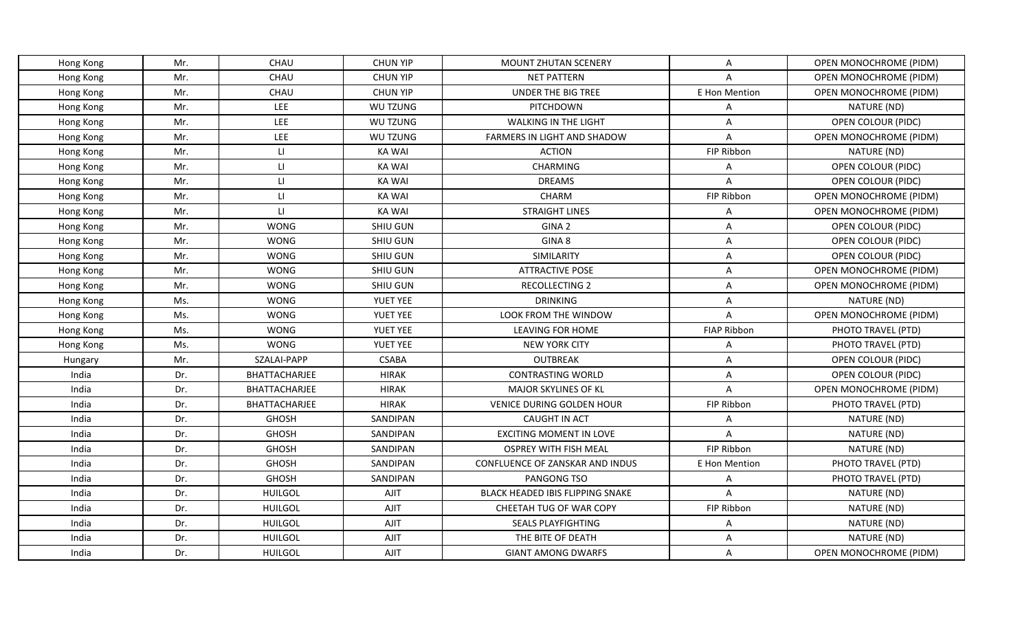| Hong Kong | Mr. | CHAU | CHUN YIP | MOUNT ZHUTAN SCENERY | A | OPEN MONOCHROME (PIDM) |
|---|---|---|---|---|---|---|
| Hong Kong | Mr. | CHAU | CHUN YIP | NET PATTERN | A | OPEN MONOCHROME (PIDM) |
| Hong Kong | Mr. | CHAU | CHUN YIP | UNDER THE BIG TREE | E Hon Mention | OPEN MONOCHROME (PIDM) |
| Hong Kong | Mr. | LEE | WU TZUNG | PITCHDOWN | A | NATURE (ND) |
| Hong Kong | Mr. | LEE | WU TZUNG | WALKING IN THE LIGHT | A | OPEN COLOUR (PIDC) |
| Hong Kong | Mr. | LEE | WU TZUNG | FARMERS IN LIGHT AND SHADOW | A | OPEN MONOCHROME (PIDM) |
| Hong Kong | Mr. | LI | KA WAI | ACTION | FIP Ribbon | NATURE (ND) |
| Hong Kong | Mr. | LI | KA WAI | CHARMING | A | OPEN COLOUR (PIDC) |
| Hong Kong | Mr. | LI | KA WAI | DREAMS | A | OPEN COLOUR (PIDC) |
| Hong Kong | Mr. | LI | KA WAI | CHARM | FIP Ribbon | OPEN MONOCHROME (PIDM) |
| Hong Kong | Mr. | LI | KA WAI | STRAIGHT LINES | A | OPEN MONOCHROME (PIDM) |
| Hong Kong | Mr. | WONG | SHIU GUN | GINA 2 | A | OPEN COLOUR (PIDC) |
| Hong Kong | Mr. | WONG | SHIU GUN | GINA 8 | A | OPEN COLOUR (PIDC) |
| Hong Kong | Mr. | WONG | SHIU GUN | SIMILARITY | A | OPEN COLOUR (PIDC) |
| Hong Kong | Mr. | WONG | SHIU GUN | ATTRACTIVE POSE | A | OPEN MONOCHROME (PIDM) |
| Hong Kong | Mr. | WONG | SHIU GUN | RECOLLECTING 2 | A | OPEN MONOCHROME (PIDM) |
| Hong Kong | Ms. | WONG | YUET YEE | DRINKING | A | NATURE (ND) |
| Hong Kong | Ms. | WONG | YUET YEE | LOOK FROM THE WINDOW | A | OPEN MONOCHROME (PIDM) |
| Hong Kong | Ms. | WONG | YUET YEE | LEAVING FOR HOME | FIAP Ribbon | PHOTO TRAVEL (PTD) |
| Hong Kong | Ms. | WONG | YUET YEE | NEW YORK CITY | A | PHOTO TRAVEL (PTD) |
| Hungary | Mr. | SZALAI-PAPP | CSABA | OUTBREAK | A | OPEN COLOUR (PIDC) |
| India | Dr. | BHATTACHARJEE | HIRAK | CONTRASTING WORLD | A | OPEN COLOUR (PIDC) |
| India | Dr. | BHATTACHARJEE | HIRAK | MAJOR SKYLINES OF KL | A | OPEN MONOCHROME (PIDM) |
| India | Dr. | BHATTACHARJEE | HIRAK | VENICE DURING GOLDEN HOUR | FIP Ribbon | PHOTO TRAVEL (PTD) |
| India | Dr. | GHOSH | SANDIPAN | CAUGHT IN ACT | A | NATURE (ND) |
| India | Dr. | GHOSH | SANDIPAN | EXCITING MOMENT IN LOVE | A | NATURE (ND) |
| India | Dr. | GHOSH | SANDIPAN | OSPREY WITH FISH MEAL | FIP Ribbon | NATURE (ND) |
| India | Dr. | GHOSH | SANDIPAN | CONFLUENCE OF ZANSKAR AND INDUS | E Hon Mention | PHOTO TRAVEL (PTD) |
| India | Dr. | GHOSH | SANDIPAN | PANGONG TSO | A | PHOTO TRAVEL (PTD) |
| India | Dr. | HUILGOL | AJIT | BLACK HEADED IBIS FLIPPING SNAKE | A | NATURE (ND) |
| India | Dr. | HUILGOL | AJIT | CHEETAH TUG OF WAR COPY | FIP Ribbon | NATURE (ND) |
| India | Dr. | HUILGOL | AJIT | SEALS PLAYFIGHTING | A | NATURE (ND) |
| India | Dr. | HUILGOL | AJIT | THE BITE OF DEATH | A | NATURE (ND) |
| India | Dr. | HUILGOL | AJIT | GIANT AMONG DWARFS | A | OPEN MONOCHROME (PIDM) |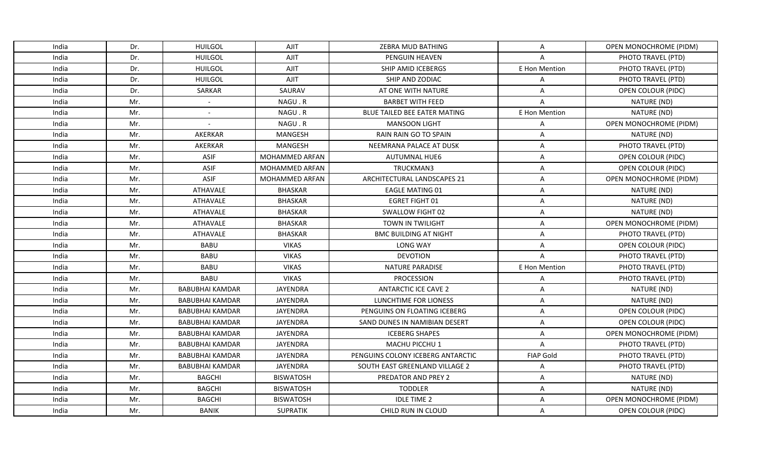| India | Dr. | HUILGOL | AJIT | ZEBRA MUD BATHING | A | OPEN MONOCHROME (PIDM) |
|---|---|---|---|---|---|---|
| India | Dr. | HUILGOL | AJIT | PENGUIN HEAVEN | A | PHOTO TRAVEL (PTD) |
| India | Dr. | HUILGOL | AJIT | SHIP AMID ICEBERGS | E Hon Mention | PHOTO TRAVEL (PTD) |
| India | Dr. | HUILGOL | AJIT | SHIP AND ZODIAC | A | PHOTO TRAVEL (PTD) |
| India | Dr. | SARKAR | SAURAV | AT ONE WITH NATURE | A | OPEN COLOUR (PIDC) |
| India | Mr. | - | NAGU . R | BARBET WITH FEED | A | NATURE (ND) |
| India | Mr. | - | NAGU . R | BLUE TAILED BEE EATER MATING | E Hon Mention | NATURE (ND) |
| India | Mr. | - | NAGU . R | MANSOON LIGHT | A | OPEN MONOCHROME (PIDM) |
| India | Mr. | AKERKAR | MANGESH | RAIN RAIN GO TO SPAIN | A | NATURE (ND) |
| India | Mr. | AKERKAR | MANGESH | NEEMRANA PALACE AT DUSK | A | PHOTO TRAVEL (PTD) |
| India | Mr. | ASIF | MOHAMMED ARFAN | AUTUMNAL HUE6 | A | OPEN COLOUR (PIDC) |
| India | Mr. | ASIF | MOHAMMED ARFAN | TRUCKMAN3 | A | OPEN COLOUR (PIDC) |
| India | Mr. | ASIF | MOHAMMED ARFAN | ARCHITECTURAL LANDSCAPES 21 | A | OPEN MONOCHROME (PIDM) |
| India | Mr. | ATHAVALE | BHASKAR | EAGLE MATING 01 | A | NATURE (ND) |
| India | Mr. | ATHAVALE | BHASKAR | EGRET FIGHT 01 | A | NATURE (ND) |
| India | Mr. | ATHAVALE | BHASKAR | SWALLOW FIGHT 02 | A | NATURE (ND) |
| India | Mr. | ATHAVALE | BHASKAR | TOWN IN TWILIGHT | A | OPEN MONOCHROME (PIDM) |
| India | Mr. | ATHAVALE | BHASKAR | BMC BUILDING AT NIGHT | A | PHOTO TRAVEL (PTD) |
| India | Mr. | BABU | VIKAS | LONG WAY | A | OPEN COLOUR (PIDC) |
| India | Mr. | BABU | VIKAS | DEVOTION | A | PHOTO TRAVEL (PTD) |
| India | Mr. | BABU | VIKAS | NATURE PARADISE | E Hon Mention | PHOTO TRAVEL (PTD) |
| India | Mr. | BABU | VIKAS | PROCESSION | A | PHOTO TRAVEL (PTD) |
| India | Mr. | BABUBHAI KAMDAR | JAYENDRA | ANTARCTIC ICE CAVE 2 | A | NATURE (ND) |
| India | Mr. | BABUBHAI KAMDAR | JAYENDRA | LUNCHTIME FOR LIONESS | A | NATURE (ND) |
| India | Mr. | BABUBHAI KAMDAR | JAYENDRA | PENGUINS ON FLOATING ICEBERG | A | OPEN COLOUR (PIDC) |
| India | Mr. | BABUBHAI KAMDAR | JAYENDRA | SAND DUNES IN NAMIBIAN DESERT | A | OPEN COLOUR (PIDC) |
| India | Mr. | BABUBHAI KAMDAR | JAYENDRA | ICEBERG SHAPES | A | OPEN MONOCHROME (PIDM) |
| India | Mr. | BABUBHAI KAMDAR | JAYENDRA | MACHU PICCHU 1 | A | PHOTO TRAVEL (PTD) |
| India | Mr. | BABUBHAI KAMDAR | JAYENDRA | PENGUINS COLONY ICEBERG ANTARCTIC | FIAP Gold | PHOTO TRAVEL (PTD) |
| India | Mr. | BABUBHAI KAMDAR | JAYENDRA | SOUTH EAST GREENLAND VILLAGE 2 | A | PHOTO TRAVEL (PTD) |
| India | Mr. | BAGCHI | BISWATOSH | PREDATOR AND PREY 2 | A | NATURE (ND) |
| India | Mr. | BAGCHI | BISWATOSH | TODDLER | A | NATURE (ND) |
| India | Mr. | BAGCHI | BISWATOSH | IDLE TIME 2 | A | OPEN MONOCHROME (PIDM) |
| India | Mr. | BANIK | SUPRATIK | CHILD RUN IN CLOUD | A | OPEN COLOUR (PIDC) |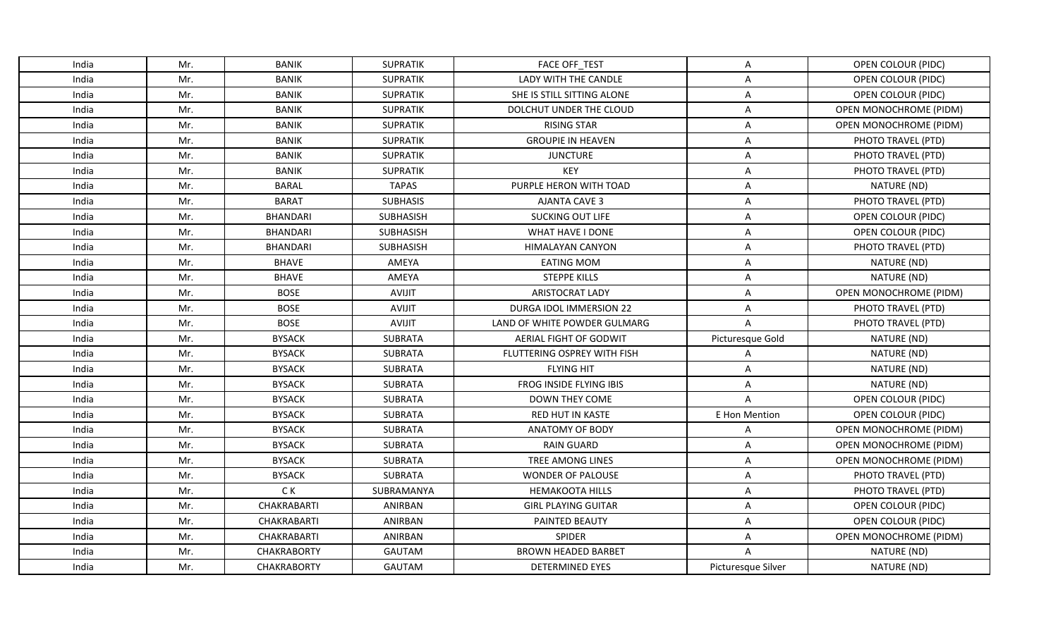| India | Mr. | BANIK | SUPRATIK | FACE OFF_TEST | A | OPEN COLOUR (PIDC) |
|---|---|---|---|---|---|---|
| India | Mr. | BANIK | SUPRATIK | LADY WITH THE CANDLE | A | OPEN COLOUR (PIDC) |
| India | Mr. | BANIK | SUPRATIK | SHE IS STILL SITTING ALONE | A | OPEN COLOUR (PIDC) |
| India | Mr. | BANIK | SUPRATIK | DOLCHUT UNDER THE CLOUD | A | OPEN MONOCHROME (PIDM) |
| India | Mr. | BANIK | SUPRATIK | RISING STAR | A | OPEN MONOCHROME (PIDM) |
| India | Mr. | BANIK | SUPRATIK | GROUPIE IN HEAVEN | A | PHOTO TRAVEL (PTD) |
| India | Mr. | BANIK | SUPRATIK | JUNCTURE | A | PHOTO TRAVEL (PTD) |
| India | Mr. | BANIK | SUPRATIK | KEY | A | PHOTO TRAVEL (PTD) |
| India | Mr. | BARAL | TAPAS | PURPLE HERON WITH TOAD | A | NATURE (ND) |
| India | Mr. | BARAT | SUBHASIS | AJANTA CAVE 3 | A | PHOTO TRAVEL (PTD) |
| India | Mr. | BHANDARI | SUBHASISH | SUCKING OUT LIFE | A | OPEN COLOUR (PIDC) |
| India | Mr. | BHANDARI | SUBHASISH | WHAT HAVE I DONE | A | OPEN COLOUR (PIDC) |
| India | Mr. | BHANDARI | SUBHASISH | HIMALAYAN CANYON | A | PHOTO TRAVEL (PTD) |
| India | Mr. | BHAVE | AMEYA | EATING MOM | A | NATURE (ND) |
| India | Mr. | BHAVE | AMEYA | STEPPE KILLS | A | NATURE (ND) |
| India | Mr. | BOSE | AVIJIT | ARISTOCRAT LADY | A | OPEN MONOCHROME (PIDM) |
| India | Mr. | BOSE | AVIJIT | DURGA IDOL IMMERSION 22 | A | PHOTO TRAVEL (PTD) |
| India | Mr. | BOSE | AVIJIT | LAND OF WHITE POWDER GULMARG | A | PHOTO TRAVEL (PTD) |
| India | Mr. | BYSACK | SUBRATA | AERIAL FIGHT OF GODWIT | Picturesque Gold | NATURE (ND) |
| India | Mr. | BYSACK | SUBRATA | FLUTTERING OSPREY WITH FISH | A | NATURE (ND) |
| India | Mr. | BYSACK | SUBRATA | FLYING HIT | A | NATURE (ND) |
| India | Mr. | BYSACK | SUBRATA | FROG INSIDE FLYING IBIS | A | NATURE (ND) |
| India | Mr. | BYSACK | SUBRATA | DOWN THEY COME | A | OPEN COLOUR (PIDC) |
| India | Mr. | BYSACK | SUBRATA | RED HUT IN KASTE | E Hon Mention | OPEN COLOUR (PIDC) |
| India | Mr. | BYSACK | SUBRATA | ANATOMY OF BODY | A | OPEN MONOCHROME (PIDM) |
| India | Mr. | BYSACK | SUBRATA | RAIN GUARD | A | OPEN MONOCHROME (PIDM) |
| India | Mr. | BYSACK | SUBRATA | TREE AMONG LINES | A | OPEN MONOCHROME (PIDM) |
| India | Mr. | BYSACK | SUBRATA | WONDER OF PALOUSE | A | PHOTO TRAVEL (PTD) |
| India | Mr. | C K | SUBRAMANYA | HEMAKOOTA HILLS | A | PHOTO TRAVEL (PTD) |
| India | Mr. | CHAKRABARTI | ANIRBAN | GIRL PLAYING GUITAR | A | OPEN COLOUR (PIDC) |
| India | Mr. | CHAKRABARTI | ANIRBAN | PAINTED BEAUTY | A | OPEN COLOUR (PIDC) |
| India | Mr. | CHAKRABARTI | ANIRBAN | SPIDER | A | OPEN MONOCHROME (PIDM) |
| India | Mr. | CHAKRABORTY | GAUTAM | BROWN HEADED BARBET | A | NATURE (ND) |
| India | Mr. | CHAKRABORTY | GAUTAM | DETERMINED EYES | Picturesque Silver | NATURE (ND) |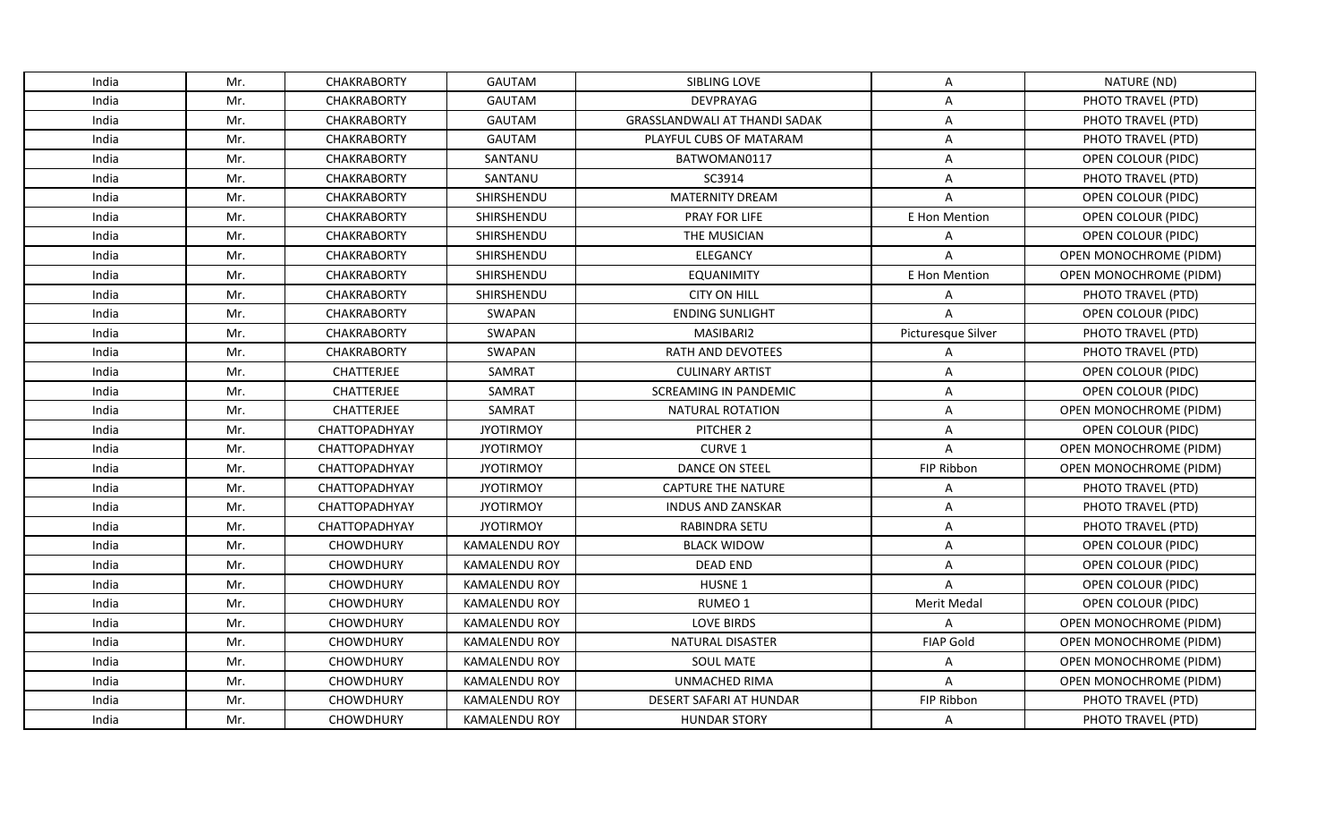| India | Mr. | CHAKRABORTY | GAUTAM | SIBLING LOVE | A | NATURE (ND) |
|---|---|---|---|---|---|---|
| India | Mr. | CHAKRABORTY | GAUTAM | DEVPRAYAG | A | PHOTO TRAVEL (PTD) |
| India | Mr. | CHAKRABORTY | GAUTAM | GRASSLANDWALI AT THANDI SADAK | A | PHOTO TRAVEL (PTD) |
| India | Mr. | CHAKRABORTY | GAUTAM | PLAYFUL CUBS OF MATARAM | A | PHOTO TRAVEL (PTD) |
| India | Mr. | CHAKRABORTY | SANTANU | BATWOMAN0117 | A | OPEN COLOUR (PIDC) |
| India | Mr. | CHAKRABORTY | SANTANU | SC3914 | A | PHOTO TRAVEL (PTD) |
| India | Mr. | CHAKRABORTY | SHIRSHENDU | MATERNITY DREAM | A | OPEN COLOUR (PIDC) |
| India | Mr. | CHAKRABORTY | SHIRSHENDU | PRAY FOR LIFE | E Hon Mention | OPEN COLOUR (PIDC) |
| India | Mr. | CHAKRABORTY | SHIRSHENDU | THE MUSICIAN | A | OPEN COLOUR (PIDC) |
| India | Mr. | CHAKRABORTY | SHIRSHENDU | ELEGANCY | A | OPEN MONOCHROME (PIDM) |
| India | Mr. | CHAKRABORTY | SHIRSHENDU | EQUANIMITY | E Hon Mention | OPEN MONOCHROME (PIDM) |
| India | Mr. | CHAKRABORTY | SHIRSHENDU | CITY ON HILL | A | PHOTO TRAVEL (PTD) |
| India | Mr. | CHAKRABORTY | SWAPAN | ENDING SUNLIGHT | A | OPEN COLOUR (PIDC) |
| India | Mr. | CHAKRABORTY | SWAPAN | MASIBARI2 | Picturesque Silver | PHOTO TRAVEL (PTD) |
| India | Mr. | CHAKRABORTY | SWAPAN | RATH AND DEVOTEES | A | PHOTO TRAVEL (PTD) |
| India | Mr. | CHATTERJEE | SAMRAT | CULINARY ARTIST | A | OPEN COLOUR (PIDC) |
| India | Mr. | CHATTERJEE | SAMRAT | SCREAMING IN PANDEMIC | A | OPEN COLOUR (PIDC) |
| India | Mr. | CHATTERJEE | SAMRAT | NATURAL ROTATION | A | OPEN MONOCHROME (PIDM) |
| India | Mr. | CHATTOPADHYAY | JYOTIRMOY | PITCHER 2 | A | OPEN COLOUR (PIDC) |
| India | Mr. | CHATTOPADHYAY | JYOTIRMOY | CURVE 1 | A | OPEN MONOCHROME (PIDM) |
| India | Mr. | CHATTOPADHYAY | JYOTIRMOY | DANCE ON STEEL | FIP Ribbon | OPEN MONOCHROME (PIDM) |
| India | Mr. | CHATTOPADHYAY | JYOTIRMOY | CAPTURE THE NATURE | A | PHOTO TRAVEL (PTD) |
| India | Mr. | CHATTOPADHYAY | JYOTIRMOY | INDUS AND ZANSKAR | A | PHOTO TRAVEL (PTD) |
| India | Mr. | CHATTOPADHYAY | JYOTIRMOY | RABINDRA SETU | A | PHOTO TRAVEL (PTD) |
| India | Mr. | CHOWDHURY | KAMALENDU ROY | BLACK WIDOW | A | OPEN COLOUR (PIDC) |
| India | Mr. | CHOWDHURY | KAMALENDU ROY | DEAD END | A | OPEN COLOUR (PIDC) |
| India | Mr. | CHOWDHURY | KAMALENDU ROY | HUSNE 1 | A | OPEN COLOUR (PIDC) |
| India | Mr. | CHOWDHURY | KAMALENDU ROY | RUMEO 1 | Merit Medal | OPEN COLOUR (PIDC) |
| India | Mr. | CHOWDHURY | KAMALENDU ROY | LOVE BIRDS | A | OPEN MONOCHROME (PIDM) |
| India | Mr. | CHOWDHURY | KAMALENDU ROY | NATURAL DISASTER | FIAP Gold | OPEN MONOCHROME (PIDM) |
| India | Mr. | CHOWDHURY | KAMALENDU ROY | SOUL MATE | A | OPEN MONOCHROME (PIDM) |
| India | Mr. | CHOWDHURY | KAMALENDU ROY | UNMACHED RIMA | A | OPEN MONOCHROME (PIDM) |
| India | Mr. | CHOWDHURY | KAMALENDU ROY | DESERT SAFARI AT HUNDAR | FIP Ribbon | PHOTO TRAVEL (PTD) |
| India | Mr. | CHOWDHURY | KAMALENDU ROY | HUNDAR STORY | A | PHOTO TRAVEL (PTD) |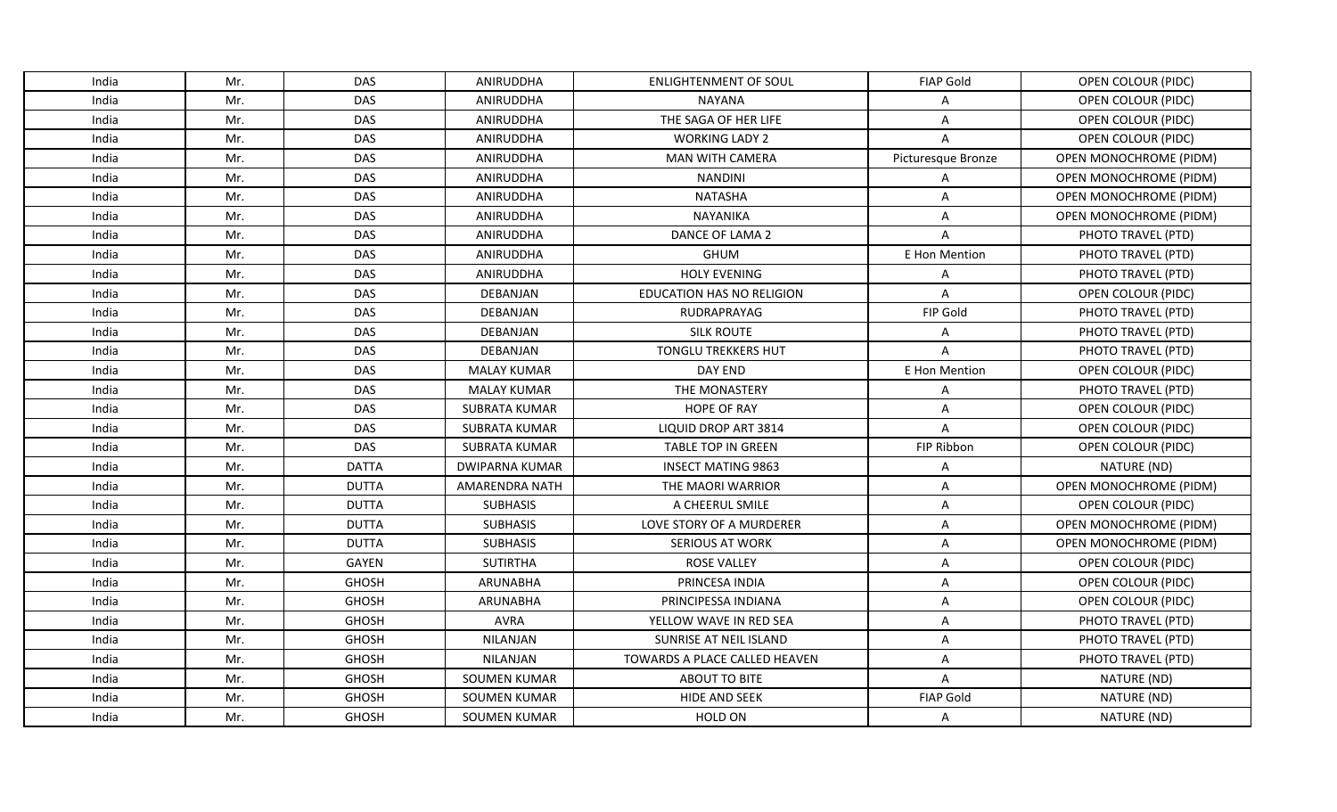| India | Mr. | DAS | ANIRUDDHA | ENLIGHTENMENT OF SOUL | FIAP Gold | OPEN COLOUR (PIDC) |
|---|---|---|---|---|---|---|
| India | Mr. | DAS | ANIRUDDHA | NAYANA | A | OPEN COLOUR (PIDC) |
| India | Mr. | DAS | ANIRUDDHA | THE SAGA OF HER LIFE | A | OPEN COLOUR (PIDC) |
| India | Mr. | DAS | ANIRUDDHA | WORKING LADY 2 | A | OPEN COLOUR (PIDC) |
| India | Mr. | DAS | ANIRUDDHA | MAN WITH CAMERA | Picturesque Bronze | OPEN MONOCHROME (PIDM) |
| India | Mr. | DAS | ANIRUDDHA | NANDINI | A | OPEN MONOCHROME (PIDM) |
| India | Mr. | DAS | ANIRUDDHA | NATASHA | A | OPEN MONOCHROME (PIDM) |
| India | Mr. | DAS | ANIRUDDHA | NAYANIKA | A | OPEN MONOCHROME (PIDM) |
| India | Mr. | DAS | ANIRUDDHA | DANCE OF LAMA 2 | A | PHOTO TRAVEL (PTD) |
| India | Mr. | DAS | ANIRUDDHA | GHUM | E Hon Mention | PHOTO TRAVEL (PTD) |
| India | Mr. | DAS | ANIRUDDHA | HOLY EVENING | A | PHOTO TRAVEL (PTD) |
| India | Mr. | DAS | DEBANJAN | EDUCATION HAS NO RELIGION | A | OPEN COLOUR (PIDC) |
| India | Mr. | DAS | DEBANJAN | RUDRAPRAYAG | FIP Gold | PHOTO TRAVEL (PTD) |
| India | Mr. | DAS | DEBANJAN | SILK ROUTE | A | PHOTO TRAVEL (PTD) |
| India | Mr. | DAS | DEBANJAN | TONGLU TREKKERS HUT | A | PHOTO TRAVEL (PTD) |
| India | Mr. | DAS | MALAY KUMAR | DAY END | E Hon Mention | OPEN COLOUR (PIDC) |
| India | Mr. | DAS | MALAY KUMAR | THE MONASTERY | A | PHOTO TRAVEL (PTD) |
| India | Mr. | DAS | SUBRATA KUMAR | HOPE OF RAY | A | OPEN COLOUR (PIDC) |
| India | Mr. | DAS | SUBRATA KUMAR | LIQUID DROP ART 3814 | A | OPEN COLOUR (PIDC) |
| India | Mr. | DAS | SUBRATA KUMAR | TABLE TOP IN GREEN | FIP Ribbon | OPEN COLOUR (PIDC) |
| India | Mr. | DATTA | DWIPARNA KUMAR | INSECT MATING 9863 | A | NATURE (ND) |
| India | Mr. | DUTTA | AMARENDRA NATH | THE MAORI WARRIOR | A | OPEN MONOCHROME (PIDM) |
| India | Mr. | DUTTA | SUBHASIS | A CHEERUL SMILE | A | OPEN COLOUR (PIDC) |
| India | Mr. | DUTTA | SUBHASIS | LOVE STORY OF A MURDERER | A | OPEN MONOCHROME (PIDM) |
| India | Mr. | DUTTA | SUBHASIS | SERIOUS AT WORK | A | OPEN MONOCHROME (PIDM) |
| India | Mr. | GAYEN | SUTIRTHA | ROSE VALLEY | A | OPEN COLOUR (PIDC) |
| India | Mr. | GHOSH | ARUNABHA | PRINCESA INDIA | A | OPEN COLOUR (PIDC) |
| India | Mr. | GHOSH | ARUNABHA | PRINCIPESSA INDIANA | A | OPEN COLOUR (PIDC) |
| India | Mr. | GHOSH | AVRA | YELLOW WAVE IN RED SEA | A | PHOTO TRAVEL (PTD) |
| India | Mr. | GHOSH | NILANJAN | SUNRISE AT NEIL ISLAND | A | PHOTO TRAVEL (PTD) |
| India | Mr. | GHOSH | NILANJAN | TOWARDS A PLACE CALLED HEAVEN | A | PHOTO TRAVEL (PTD) |
| India | Mr. | GHOSH | SOUMEN KUMAR | ABOUT TO BITE | A | NATURE (ND) |
| India | Mr. | GHOSH | SOUMEN KUMAR | HIDE AND SEEK | FIAP Gold | NATURE (ND) |
| India | Mr. | GHOSH | SOUMEN KUMAR | HOLD ON | A | NATURE (ND) |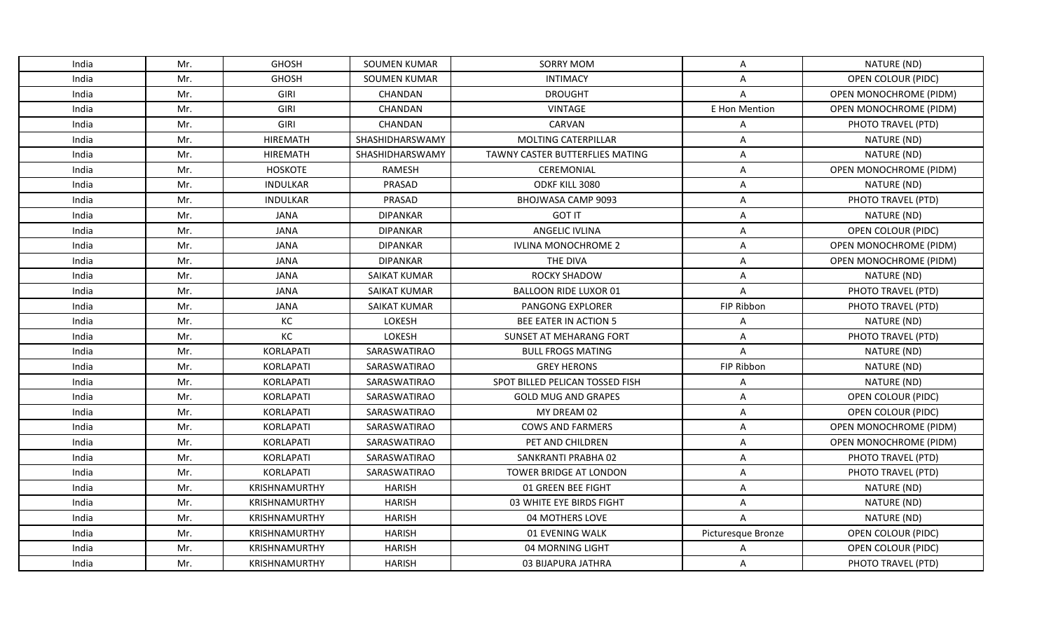| India | Mr. | GHOSH | SOUMEN KUMAR | SORRY MOM | A | NATURE (ND) |
|---|---|---|---|---|---|---|
| India | Mr. | GHOSH | SOUMEN KUMAR | INTIMACY | A | OPEN COLOUR (PIDC) |
| India | Mr. | GIRI | CHANDAN | DROUGHT | A | OPEN MONOCHROME (PIDM) |
| India | Mr. | GIRI | CHANDAN | VINTAGE | E Hon Mention | OPEN MONOCHROME (PIDM) |
| India | Mr. | GIRI | CHANDAN | CARVAN | A | PHOTO TRAVEL (PTD) |
| India | Mr. | HIREMATH | SHASHIDHARSWAMY | MOLTING CATERPILLAR | A | NATURE (ND) |
| India | Mr. | HIREMATH | SHASHIDHARSWAMY | TAWNY CASTER BUTTERFLIES MATING | A | NATURE (ND) |
| India | Mr. | HOSKOTE | RAMESH | CEREMONIAL | A | OPEN MONOCHROME (PIDM) |
| India | Mr. | INDULKAR | PRASAD | ODKF KILL 3080 | A | NATURE (ND) |
| India | Mr. | INDULKAR | PRASAD | BHOJWASA CAMP 9093 | A | PHOTO TRAVEL (PTD) |
| India | Mr. | JANA | DIPANKAR | GOT IT | A | NATURE (ND) |
| India | Mr. | JANA | DIPANKAR | ANGELIC IVLINA | A | OPEN COLOUR (PIDC) |
| India | Mr. | JANA | DIPANKAR | IVLINA MONOCHROME 2 | A | OPEN MONOCHROME (PIDM) |
| India | Mr. | JANA | DIPANKAR | THE DIVA | A | OPEN MONOCHROME (PIDM) |
| India | Mr. | JANA | SAIKAT KUMAR | ROCKY SHADOW | A | NATURE (ND) |
| India | Mr. | JANA | SAIKAT KUMAR | BALLOON RIDE LUXOR 01 | A | PHOTO TRAVEL (PTD) |
| India | Mr. | JANA | SAIKAT KUMAR | PANGONG EXPLORER | FIP Ribbon | PHOTO TRAVEL (PTD) |
| India | Mr. | KC | LOKESH | BEE EATER IN ACTION 5 | A | NATURE (ND) |
| India | Mr. | KC | LOKESH | SUNSET AT MEHARANG FORT | A | PHOTO TRAVEL (PTD) |
| India | Mr. | KORLAPATI | SARASWATIRAO | BULL FROGS MATING | A | NATURE (ND) |
| India | Mr. | KORLAPATI | SARASWATIRAO | GREY HERONS | FIP Ribbon | NATURE (ND) |
| India | Mr. | KORLAPATI | SARASWATIRAO | SPOT BILLED PELICAN TOSSED FISH | A | NATURE (ND) |
| India | Mr. | KORLAPATI | SARASWATIRAO | GOLD MUG AND GRAPES | A | OPEN COLOUR (PIDC) |
| India | Mr. | KORLAPATI | SARASWATIRAO | MY DREAM 02 | A | OPEN COLOUR (PIDC) |
| India | Mr. | KORLAPATI | SARASWATIRAO | COWS AND FARMERS | A | OPEN MONOCHROME (PIDM) |
| India | Mr. | KORLAPATI | SARASWATIRAO | PET AND CHILDREN | A | OPEN MONOCHROME (PIDM) |
| India | Mr. | KORLAPATI | SARASWATIRAO | SANKRANTI PRABHA 02 | A | PHOTO TRAVEL (PTD) |
| India | Mr. | KORLAPATI | SARASWATIRAO | TOWER BRIDGE AT LONDON | A | PHOTO TRAVEL (PTD) |
| India | Mr. | KRISHNAMURTHY | HARISH | 01 GREEN BEE FIGHT | A | NATURE (ND) |
| India | Mr. | KRISHNAMURTHY | HARISH | 03 WHITE EYE BIRDS FIGHT | A | NATURE (ND) |
| India | Mr. | KRISHNAMURTHY | HARISH | 04 MOTHERS LOVE | A | NATURE (ND) |
| India | Mr. | KRISHNAMURTHY | HARISH | 01 EVENING WALK | Picturesque Bronze | OPEN COLOUR (PIDC) |
| India | Mr. | KRISHNAMURTHY | HARISH | 04 MORNING LIGHT | A | OPEN COLOUR (PIDC) |
| India | Mr. | KRISHNAMURTHY | HARISH | 03 BIJAPURA JATHRA | A | PHOTO TRAVEL (PTD) |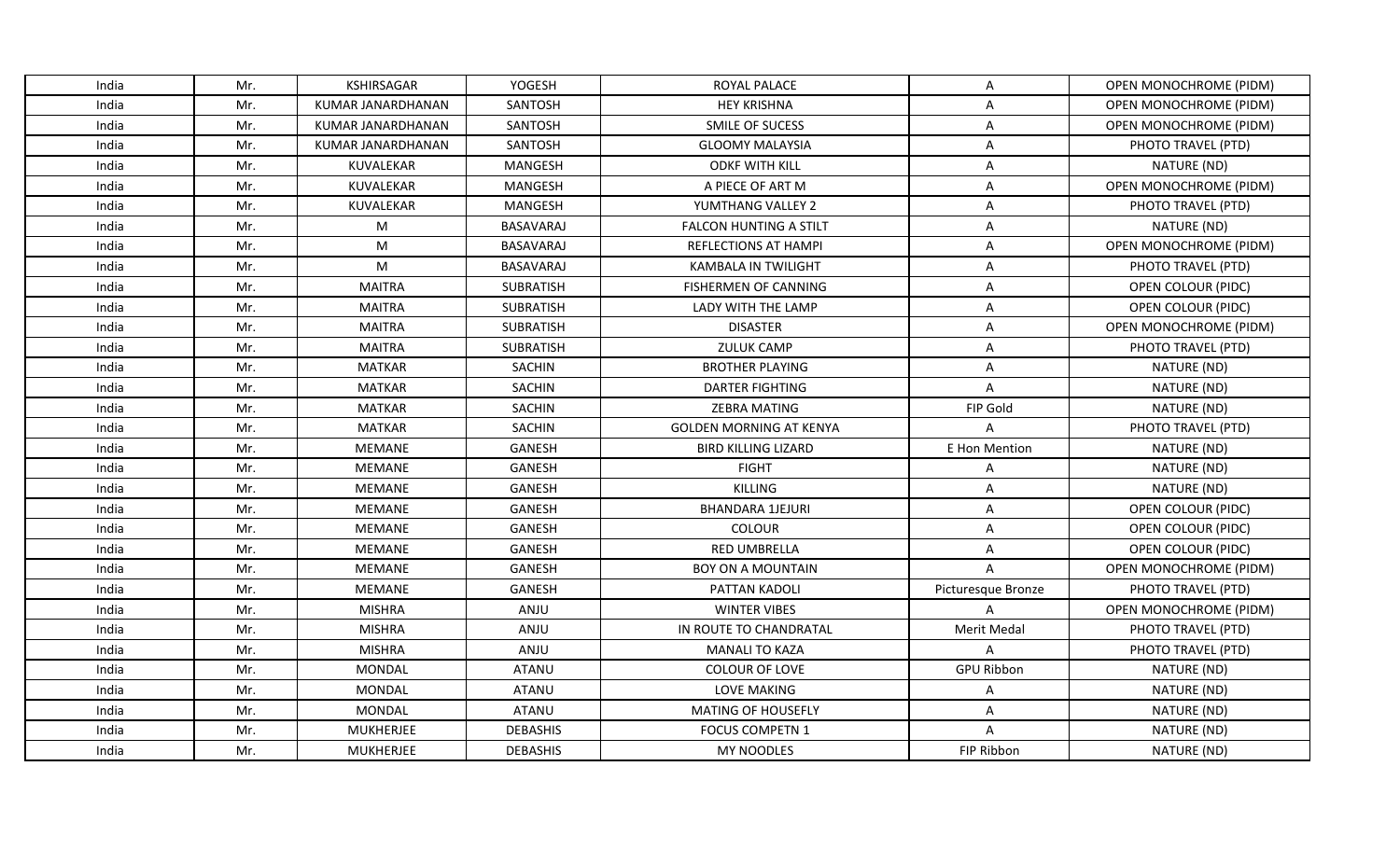| India | Mr. | KSHIRSAGAR | YOGESH | ROYAL PALACE | A | OPEN MONOCHROME (PIDM) |
|---|---|---|---|---|---|---|
| India | Mr. | KUMAR JANARDHANAN | SANTOSH | HEY KRISHNA | A | OPEN MONOCHROME (PIDM) |
| India | Mr. | KUMAR JANARDHANAN | SANTOSH | SMILE OF SUCESS | A | OPEN MONOCHROME (PIDM) |
| India | Mr. | KUMAR JANARDHANAN | SANTOSH | GLOOMY MALAYSIA | A | PHOTO TRAVEL (PTD) |
| India | Mr. | KUVALEKAR | MANGESH | ODKF WITH KILL | A | NATURE (ND) |
| India | Mr. | KUVALEKAR | MANGESH | A PIECE OF ART M | A | OPEN MONOCHROME (PIDM) |
| India | Mr. | KUVALEKAR | MANGESH | YUMTHANG VALLEY 2 | A | PHOTO TRAVEL (PTD) |
| India | Mr. | M | BASAVARAJ | FALCON HUNTING A STILT | A | NATURE (ND) |
| India | Mr. | M | BASAVARAJ | REFLECTIONS AT HAMPI | A | OPEN MONOCHROME (PIDM) |
| India | Mr. | M | BASAVARAJ | KAMBALA IN TWILIGHT | A | PHOTO TRAVEL (PTD) |
| India | Mr. | MAITRA | SUBRATISH | FISHERMEN OF CANNING | A | OPEN COLOUR (PIDC) |
| India | Mr. | MAITRA | SUBRATISH | LADY WITH THE LAMP | A | OPEN COLOUR (PIDC) |
| India | Mr. | MAITRA | SUBRATISH | DISASTER | A | OPEN MONOCHROME (PIDM) |
| India | Mr. | MAITRA | SUBRATISH | ZULUK CAMP | A | PHOTO TRAVEL (PTD) |
| India | Mr. | MATKAR | SACHIN | BROTHER PLAYING | A | NATURE (ND) |
| India | Mr. | MATKAR | SACHIN | DARTER FIGHTING | A | NATURE (ND) |
| India | Mr. | MATKAR | SACHIN | ZEBRA MATING | FIP Gold | NATURE (ND) |
| India | Mr. | MATKAR | SACHIN | GOLDEN MORNING AT KENYA | A | PHOTO TRAVEL (PTD) |
| India | Mr. | MEMANE | GANESH | BIRD KILLING LIZARD | E Hon Mention | NATURE (ND) |
| India | Mr. | MEMANE | GANESH | FIGHT | A | NATURE (ND) |
| India | Mr. | MEMANE | GANESH | KILLING | A | NATURE (ND) |
| India | Mr. | MEMANE | GANESH | BHANDARA 1JEJURI | A | OPEN COLOUR (PIDC) |
| India | Mr. | MEMANE | GANESH | COLOUR | A | OPEN COLOUR (PIDC) |
| India | Mr. | MEMANE | GANESH | RED UMBRELLA | A | OPEN COLOUR (PIDC) |
| India | Mr. | MEMANE | GANESH | BOY ON A MOUNTAIN | A | OPEN MONOCHROME (PIDM) |
| India | Mr. | MEMANE | GANESH | PATTAN KADOLI | Picturesque Bronze | PHOTO TRAVEL (PTD) |
| India | Mr. | MISHRA | ANJU | WINTER VIBES | A | OPEN MONOCHROME (PIDM) |
| India | Mr. | MISHRA | ANJU | IN ROUTE TO CHANDRATAL | Merit Medal | PHOTO TRAVEL (PTD) |
| India | Mr. | MISHRA | ANJU | MANALI TO KAZA | A | PHOTO TRAVEL (PTD) |
| India | Mr. | MONDAL | ATANU | COLOUR OF LOVE | GPU Ribbon | NATURE (ND) |
| India | Mr. | MONDAL | ATANU | LOVE MAKING | A | NATURE (ND) |
| India | Mr. | MONDAL | ATANU | MATING OF HOUSEFLY | A | NATURE (ND) |
| India | Mr. | MUKHERJEE | DEBASHIS | FOCUS COMPETN 1 | A | NATURE (ND) |
| India | Mr. | MUKHERJEE | DEBASHIS | MY NOODLES | FIP Ribbon | NATURE (ND) |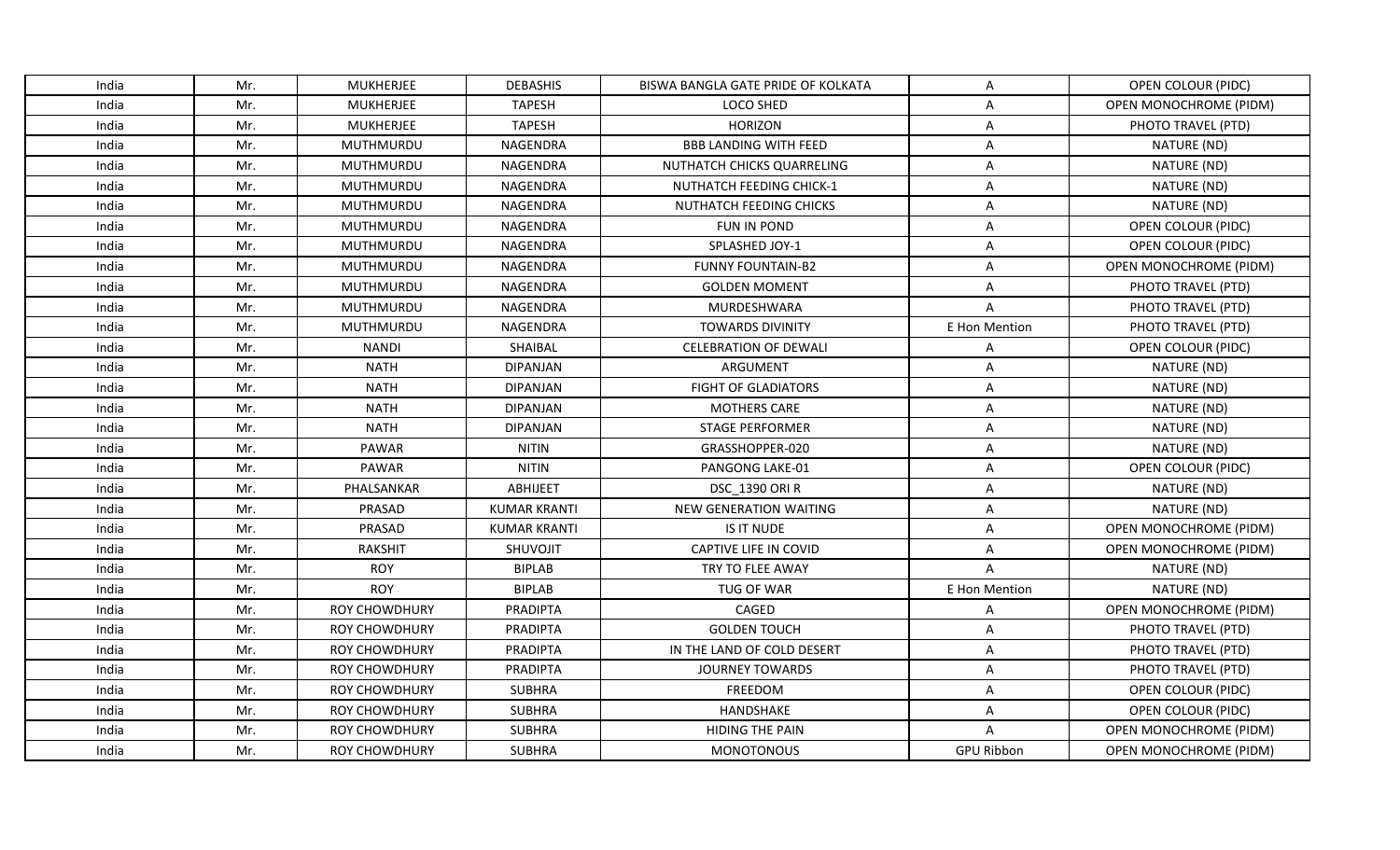| India | Mr. | MUKHERJEE | DEBASHIS | BISWA BANGLA GATE PRIDE OF KOLKATA | A | OPEN COLOUR (PIDC) |
|---|---|---|---|---|---|---|
| India | Mr. | MUKHERJEE | TAPESH | LOCO SHED | A | OPEN MONOCHROME (PIDM) |
| India | Mr. | MUKHERJEE | TAPESH | HORIZON | A | PHOTO TRAVEL (PTD) |
| India | Mr. | MUTHMURDU | NAGENDRA | BBB LANDING WITH FEED | A | NATURE (ND) |
| India | Mr. | MUTHMURDU | NAGENDRA | NUTHATCH CHICKS QUARRELING | A | NATURE (ND) |
| India | Mr. | MUTHMURDU | NAGENDRA | NUTHATCH FEEDING CHICK-1 | A | NATURE (ND) |
| India | Mr. | MUTHMURDU | NAGENDRA | NUTHATCH FEEDING CHICKS | A | NATURE (ND) |
| India | Mr. | MUTHMURDU | NAGENDRA | FUN IN POND | A | OPEN COLOUR (PIDC) |
| India | Mr. | MUTHMURDU | NAGENDRA | SPLASHED JOY-1 | A | OPEN COLOUR (PIDC) |
| India | Mr. | MUTHMURDU | NAGENDRA | FUNNY FOUNTAIN-B2 | A | OPEN MONOCHROME (PIDM) |
| India | Mr. | MUTHMURDU | NAGENDRA | GOLDEN MOMENT | A | PHOTO TRAVEL (PTD) |
| India | Mr. | MUTHMURDU | NAGENDRA | MURDESHWARA | A | PHOTO TRAVEL (PTD) |
| India | Mr. | MUTHMURDU | NAGENDRA | TOWARDS DIVINITY | E Hon Mention | PHOTO TRAVEL (PTD) |
| India | Mr. | NANDI | SHAIBAL | CELEBRATION OF DEWALI | A | OPEN COLOUR (PIDC) |
| India | Mr. | NATH | DIPANJAN | ARGUMENT | A | NATURE (ND) |
| India | Mr. | NATH | DIPANJAN | FIGHT OF GLADIATORS | A | NATURE (ND) |
| India | Mr. | NATH | DIPANJAN | MOTHERS CARE | A | NATURE (ND) |
| India | Mr. | NATH | DIPANJAN | STAGE PERFORMER | A | NATURE (ND) |
| India | Mr. | PAWAR | NITIN | GRASSHOPPER-020 | A | NATURE (ND) |
| India | Mr. | PAWAR | NITIN | PANGONG LAKE-01 | A | OPEN COLOUR (PIDC) |
| India | Mr. | PHALSANKAR | ABHIJEET | DSC_1390 ORI R | A | NATURE (ND) |
| India | Mr. | PRASAD | KUMAR KRANTI | NEW GENERATION WAITING | A | NATURE (ND) |
| India | Mr. | PRASAD | KUMAR KRANTI | IS IT NUDE | A | OPEN MONOCHROME (PIDM) |
| India | Mr. | RAKSHIT | SHUVOJIT | CAPTIVE LIFE IN COVID | A | OPEN MONOCHROME (PIDM) |
| India | Mr. | ROY | BIPLAB | TRY TO FLEE AWAY | A | NATURE (ND) |
| India | Mr. | ROY | BIPLAB | TUG OF WAR | E Hon Mention | NATURE (ND) |
| India | Mr. | ROY CHOWDHURY | PRADIPTA | CAGED | A | OPEN MONOCHROME (PIDM) |
| India | Mr. | ROY CHOWDHURY | PRADIPTA | GOLDEN TOUCH | A | PHOTO TRAVEL (PTD) |
| India | Mr. | ROY CHOWDHURY | PRADIPTA | IN THE LAND OF COLD DESERT | A | PHOTO TRAVEL (PTD) |
| India | Mr. | ROY CHOWDHURY | PRADIPTA | JOURNEY TOWARDS | A | PHOTO TRAVEL (PTD) |
| India | Mr. | ROY CHOWDHURY | SUBHRA | FREEDOM | A | OPEN COLOUR (PIDC) |
| India | Mr. | ROY CHOWDHURY | SUBHRA | HANDSHAKE | A | OPEN COLOUR (PIDC) |
| India | Mr. | ROY CHOWDHURY | SUBHRA | HIDING THE PAIN | A | OPEN MONOCHROME (PIDM) |
| India | Mr. | ROY CHOWDHURY | SUBHRA | MONOTONOUS | GPU Ribbon | OPEN MONOCHROME (PIDM) |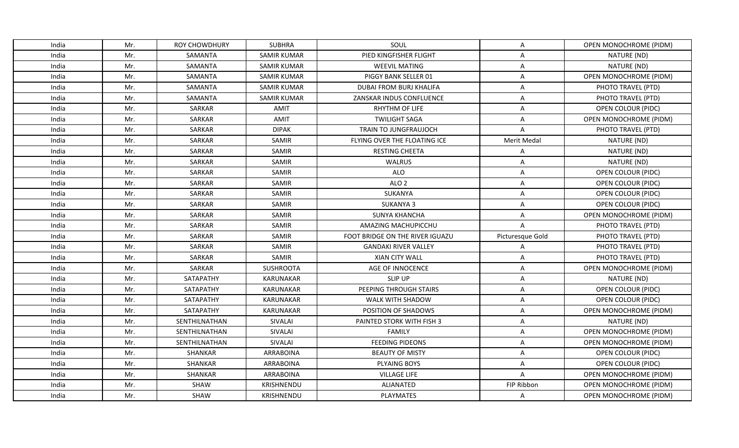| India | Mr. | ROY CHOWDHURY | SUBHRA | SOUL | A | OPEN MONOCHROME (PIDM) |
|---|---|---|---|---|---|---|
| India | Mr. | SAMANTA | SAMIR KUMAR | PIED KINGFISHER FLIGHT | A | NATURE (ND) |
| India | Mr. | SAMANTA | SAMIR KUMAR | WEEVIL MATING | A | NATURE (ND) |
| India | Mr. | SAMANTA | SAMIR KUMAR | PIGGY BANK SELLER 01 | A | OPEN MONOCHROME (PIDM) |
| India | Mr. | SAMANTA | SAMIR KUMAR | DUBAI FROM BURJ KHALIFA | A | PHOTO TRAVEL (PTD) |
| India | Mr. | SAMANTA | SAMIR KUMAR | ZANSKAR INDUS CONFLUENCE | A | PHOTO TRAVEL (PTD) |
| India | Mr. | SARKAR | AMIT | RHYTHM OF LIFE | A | OPEN COLOUR (PIDC) |
| India | Mr. | SARKAR | AMIT | TWILIGHT SAGA | A | OPEN MONOCHROME (PIDM) |
| India | Mr. | SARKAR | DIPAK | TRAIN TO JUNGFRAUJOCH | A | PHOTO TRAVEL (PTD) |
| India | Mr. | SARKAR | SAMIR | FLYING OVER THE FLOATING ICE | Merit Medal | NATURE (ND) |
| India | Mr. | SARKAR | SAMIR | RESTING CHEETA | A | NATURE (ND) |
| India | Mr. | SARKAR | SAMIR | WALRUS | A | NATURE (ND) |
| India | Mr. | SARKAR | SAMIR | ALO | A | OPEN COLOUR (PIDC) |
| India | Mr. | SARKAR | SAMIR | ALO 2 | A | OPEN COLOUR (PIDC) |
| India | Mr. | SARKAR | SAMIR | SUKANYA | A | OPEN COLOUR (PIDC) |
| India | Mr. | SARKAR | SAMIR | SUKANYA 3 | A | OPEN COLOUR (PIDC) |
| India | Mr. | SARKAR | SAMIR | SUNYA KHANCHA | A | OPEN MONOCHROME (PIDM) |
| India | Mr. | SARKAR | SAMIR | AMAZING MACHUPICCHU | A | PHOTO TRAVEL (PTD) |
| India | Mr. | SARKAR | SAMIR | FOOT BRIDGE ON THE RIVER IGUAZU | Picturesque Gold | PHOTO TRAVEL (PTD) |
| India | Mr. | SARKAR | SAMIR | GANDAKI RIVER VALLEY | A | PHOTO TRAVEL (PTD) |
| India | Mr. | SARKAR | SAMIR | XIAN CITY WALL | A | PHOTO TRAVEL (PTD) |
| India | Mr. | SARKAR | SUSHROOTA | AGE OF INNOCENCE | A | OPEN MONOCHROME (PIDM) |
| India | Mr. | SATAPATHY | KARUNAKAR | SLIP UP | A | NATURE (ND) |
| India | Mr. | SATAPATHY | KARUNAKAR | PEEPING THROUGH STAIRS | A | OPEN COLOUR (PIDC) |
| India | Mr. | SATAPATHY | KARUNAKAR | WALK WITH SHADOW | A | OPEN COLOUR (PIDC) |
| India | Mr. | SATAPATHY | KARUNAKAR | POSITION OF SHADOWS | A | OPEN MONOCHROME (PIDM) |
| India | Mr. | SENTHILNATHAN | SIVALAI | PAINTED STORK WITH FISH 3 | A | NATURE (ND) |
| India | Mr. | SENTHILNATHAN | SIVALAI | FAMILY | A | OPEN MONOCHROME (PIDM) |
| India | Mr. | SENTHILNATHAN | SIVALAI | FEEDING PIDEONS | A | OPEN MONOCHROME (PIDM) |
| India | Mr. | SHANKAR | ARRABOINA | BEAUTY OF MISTY | A | OPEN COLOUR (PIDC) |
| India | Mr. | SHANKAR | ARRABOINA | PLYAING BOYS | A | OPEN COLOUR (PIDC) |
| India | Mr. | SHANKAR | ARRABOINA | VILLAGE LIFE | A | OPEN MONOCHROME (PIDM) |
| India | Mr. | SHAW | KRISHNENDU | ALIANATED | FIP Ribbon | OPEN MONOCHROME (PIDM) |
| India | Mr. | SHAW | KRISHNENDU | PLAYMATES | A | OPEN MONOCHROME (PIDM) |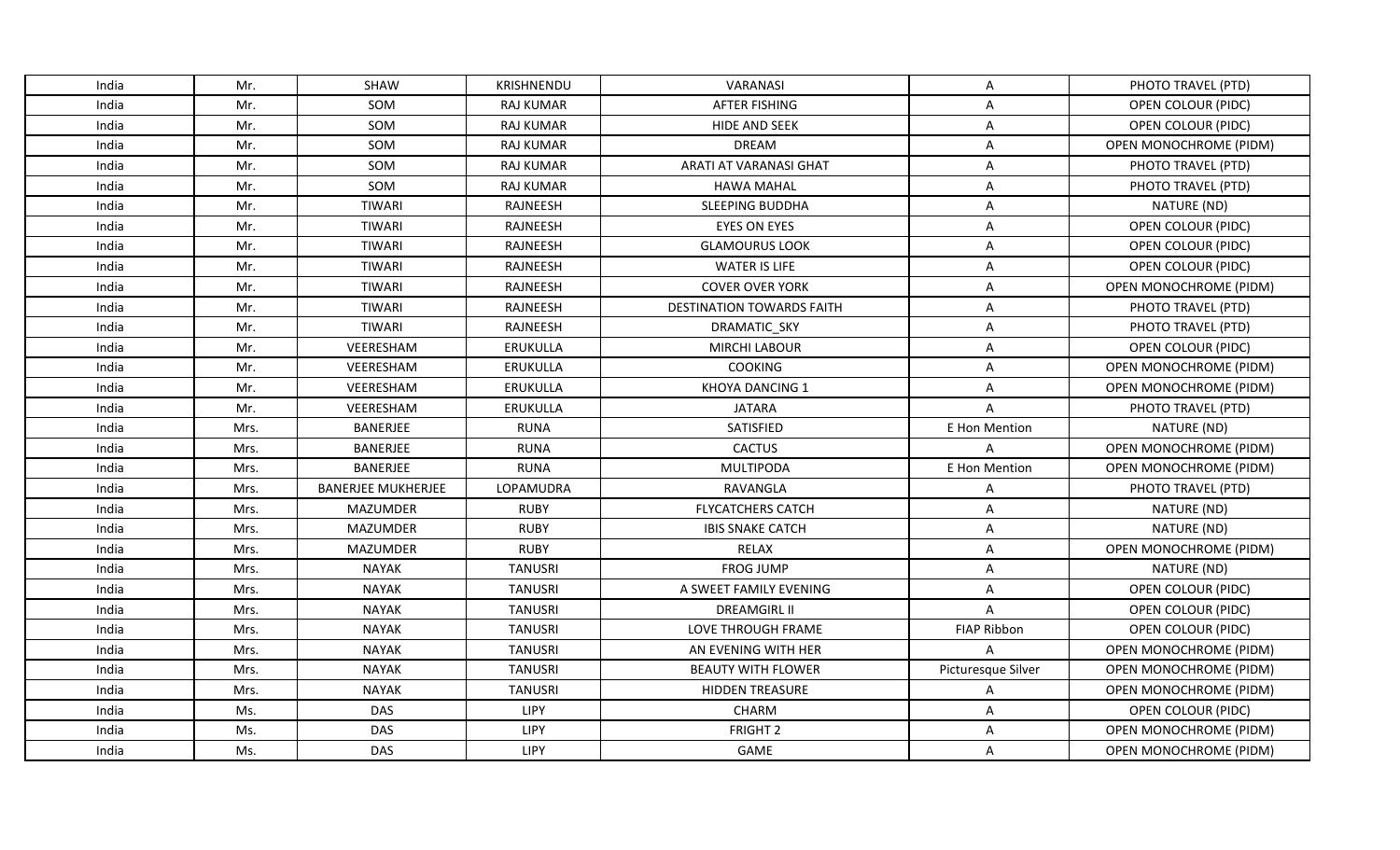| India | Mr. | SHAW | KRISHNENDU | VARANASI | A | PHOTO TRAVEL (PTD) |
|---|---|---|---|---|---|---|
| India | Mr. | SOM | RAJ KUMAR | AFTER FISHING | A | OPEN COLOUR (PIDC) |
| India | Mr. | SOM | RAJ KUMAR | HIDE AND SEEK | A | OPEN COLOUR (PIDC) |
| India | Mr. | SOM | RAJ KUMAR | DREAM | A | OPEN MONOCHROME (PIDM) |
| India | Mr. | SOM | RAJ KUMAR | ARATI AT VARANASI GHAT | A | PHOTO TRAVEL (PTD) |
| India | Mr. | SOM | RAJ KUMAR | HAWA MAHAL | A | PHOTO TRAVEL (PTD) |
| India | Mr. | TIWARI | RAJNEESH | SLEEPING BUDDHA | A | NATURE (ND) |
| India | Mr. | TIWARI | RAJNEESH | EYES ON EYES | A | OPEN COLOUR (PIDC) |
| India | Mr. | TIWARI | RAJNEESH | GLAMOURUS LOOK | A | OPEN COLOUR (PIDC) |
| India | Mr. | TIWARI | RAJNEESH | WATER IS LIFE | A | OPEN COLOUR (PIDC) |
| India | Mr. | TIWARI | RAJNEESH | COVER OVER YORK | A | OPEN MONOCHROME (PIDM) |
| India | Mr. | TIWARI | RAJNEESH | DESTINATION TOWARDS FAITH | A | PHOTO TRAVEL (PTD) |
| India | Mr. | TIWARI | RAJNEESH | DRAMATIC_SKY | A | PHOTO TRAVEL (PTD) |
| India | Mr. | VEERESHAM | ERUKULLA | MIRCHI LABOUR | A | OPEN COLOUR (PIDC) |
| India | Mr. | VEERESHAM | ERUKULLA | COOKING | A | OPEN MONOCHROME (PIDM) |
| India | Mr. | VEERESHAM | ERUKULLA | KHOYA DANCING 1 | A | OPEN MONOCHROME (PIDM) |
| India | Mr. | VEERESHAM | ERUKULLA | JATARA | A | PHOTO TRAVEL (PTD) |
| India | Mrs. | BANERJEE | RUNA | SATISFIED | E Hon Mention | NATURE (ND) |
| India | Mrs. | BANERJEE | RUNA | CACTUS | A | OPEN MONOCHROME (PIDM) |
| India | Mrs. | BANERJEE | RUNA | MULTIPODA | E Hon Mention | OPEN MONOCHROME (PIDM) |
| India | Mrs. | BANERJEE MUKHERJEE | LOPAMUDRA | RAVANGLA | A | PHOTO TRAVEL (PTD) |
| India | Mrs. | MAZUMDER | RUBY | FLYCATCHERS CATCH | A | NATURE (ND) |
| India | Mrs. | MAZUMDER | RUBY | IBIS SNAKE CATCH | A | NATURE (ND) |
| India | Mrs. | MAZUMDER | RUBY | RELAX | A | OPEN MONOCHROME (PIDM) |
| India | Mrs. | NAYAK | TANUSRI | FROG JUMP | A | NATURE (ND) |
| India | Mrs. | NAYAK | TANUSRI | A SWEET FAMILY EVENING | A | OPEN COLOUR (PIDC) |
| India | Mrs. | NAYAK | TANUSRI | DREAMGIRL II | A | OPEN COLOUR (PIDC) |
| India | Mrs. | NAYAK | TANUSRI | LOVE THROUGH FRAME | FIAP Ribbon | OPEN COLOUR (PIDC) |
| India | Mrs. | NAYAK | TANUSRI | AN EVENING WITH HER | A | OPEN MONOCHROME (PIDM) |
| India | Mrs. | NAYAK | TANUSRI | BEAUTY WITH FLOWER | Picturesque Silver | OPEN MONOCHROME (PIDM) |
| India | Mrs. | NAYAK | TANUSRI | HIDDEN TREASURE | A | OPEN MONOCHROME (PIDM) |
| India | Ms. | DAS | LIPY | CHARM | A | OPEN COLOUR (PIDC) |
| India | Ms. | DAS | LIPY | FRIGHT 2 | A | OPEN MONOCHROME (PIDM) |
| India | Ms. | DAS | LIPY | GAME | A | OPEN MONOCHROME (PIDM) |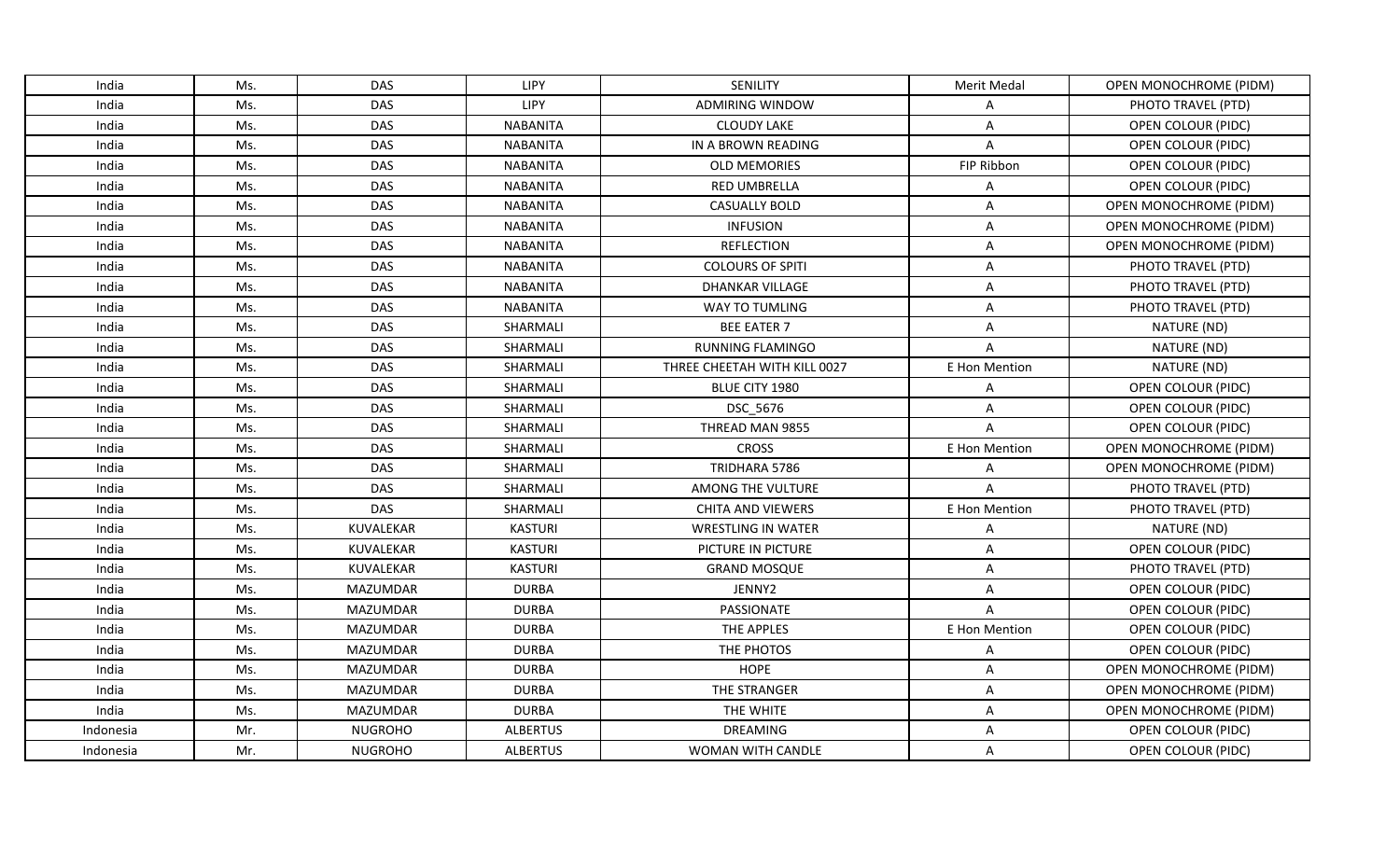| India | Ms. | DAS | LIPY | SENILITY | Merit Medal | OPEN MONOCHROME (PIDM) |
|---|---|---|---|---|---|---|
| India | Ms. | DAS | LIPY | ADMIRING WINDOW | A | PHOTO TRAVEL (PTD) |
| India | Ms. | DAS | NABANITA | CLOUDY LAKE | A | OPEN COLOUR (PIDC) |
| India | Ms. | DAS | NABANITA | IN A BROWN READING | A | OPEN COLOUR (PIDC) |
| India | Ms. | DAS | NABANITA | OLD MEMORIES | FIP Ribbon | OPEN COLOUR (PIDC) |
| India | Ms. | DAS | NABANITA | RED UMBRELLA | A | OPEN COLOUR (PIDC) |
| India | Ms. | DAS | NABANITA | CASUALLY BOLD | A | OPEN MONOCHROME (PIDM) |
| India | Ms. | DAS | NABANITA | INFUSION | A | OPEN MONOCHROME (PIDM) |
| India | Ms. | DAS | NABANITA | REFLECTION | A | OPEN MONOCHROME (PIDM) |
| India | Ms. | DAS | NABANITA | COLOURS OF SPITI | A | PHOTO TRAVEL (PTD) |
| India | Ms. | DAS | NABANITA | DHANKAR VILLAGE | A | PHOTO TRAVEL (PTD) |
| India | Ms. | DAS | NABANITA | WAY TO TUMLING | A | PHOTO TRAVEL (PTD) |
| India | Ms. | DAS | SHARMALI | BEE EATER 7 | A | NATURE (ND) |
| India | Ms. | DAS | SHARMALI | RUNNING FLAMINGO | A | NATURE (ND) |
| India | Ms. | DAS | SHARMALI | THREE CHEETAH WITH KILL 0027 | E Hon Mention | NATURE (ND) |
| India | Ms. | DAS | SHARMALI | BLUE CITY 1980 | A | OPEN COLOUR (PIDC) |
| India | Ms. | DAS | SHARMALI | DSC_5676 | A | OPEN COLOUR (PIDC) |
| India | Ms. | DAS | SHARMALI | THREAD MAN 9855 | A | OPEN COLOUR (PIDC) |
| India | Ms. | DAS | SHARMALI | CROSS | E Hon Mention | OPEN MONOCHROME (PIDM) |
| India | Ms. | DAS | SHARMALI | TRIDHARA 5786 | A | OPEN MONOCHROME (PIDM) |
| India | Ms. | DAS | SHARMALI | AMONG THE VULTURE | A | PHOTO TRAVEL (PTD) |
| India | Ms. | DAS | SHARMALI | CHITA AND VIEWERS | E Hon Mention | PHOTO TRAVEL (PTD) |
| India | Ms. | KUVALEKAR | KASTURI | WRESTLING IN WATER | A | NATURE (ND) |
| India | Ms. | KUVALEKAR | KASTURI | PICTURE IN PICTURE | A | OPEN COLOUR (PIDC) |
| India | Ms. | KUVALEKAR | KASTURI | GRAND MOSQUE | A | PHOTO TRAVEL (PTD) |
| India | Ms. | MAZUMDAR | DURBA | JENNY2 | A | OPEN COLOUR (PIDC) |
| India | Ms. | MAZUMDAR | DURBA | PASSIONATE | A | OPEN COLOUR (PIDC) |
| India | Ms. | MAZUMDAR | DURBA | THE APPLES | E Hon Mention | OPEN COLOUR (PIDC) |
| India | Ms. | MAZUMDAR | DURBA | THE PHOTOS | A | OPEN COLOUR (PIDC) |
| India | Ms. | MAZUMDAR | DURBA | HOPE | A | OPEN MONOCHROME (PIDM) |
| India | Ms. | MAZUMDAR | DURBA | THE STRANGER | A | OPEN MONOCHROME (PIDM) |
| India | Ms. | MAZUMDAR | DURBA | THE WHITE | A | OPEN MONOCHROME (PIDM) |
| Indonesia | Mr. | NUGROHO | ALBERTUS | DREAMING | A | OPEN COLOUR (PIDC) |
| Indonesia | Mr. | NUGROHO | ALBERTUS | WOMAN WITH CANDLE | A | OPEN COLOUR (PIDC) |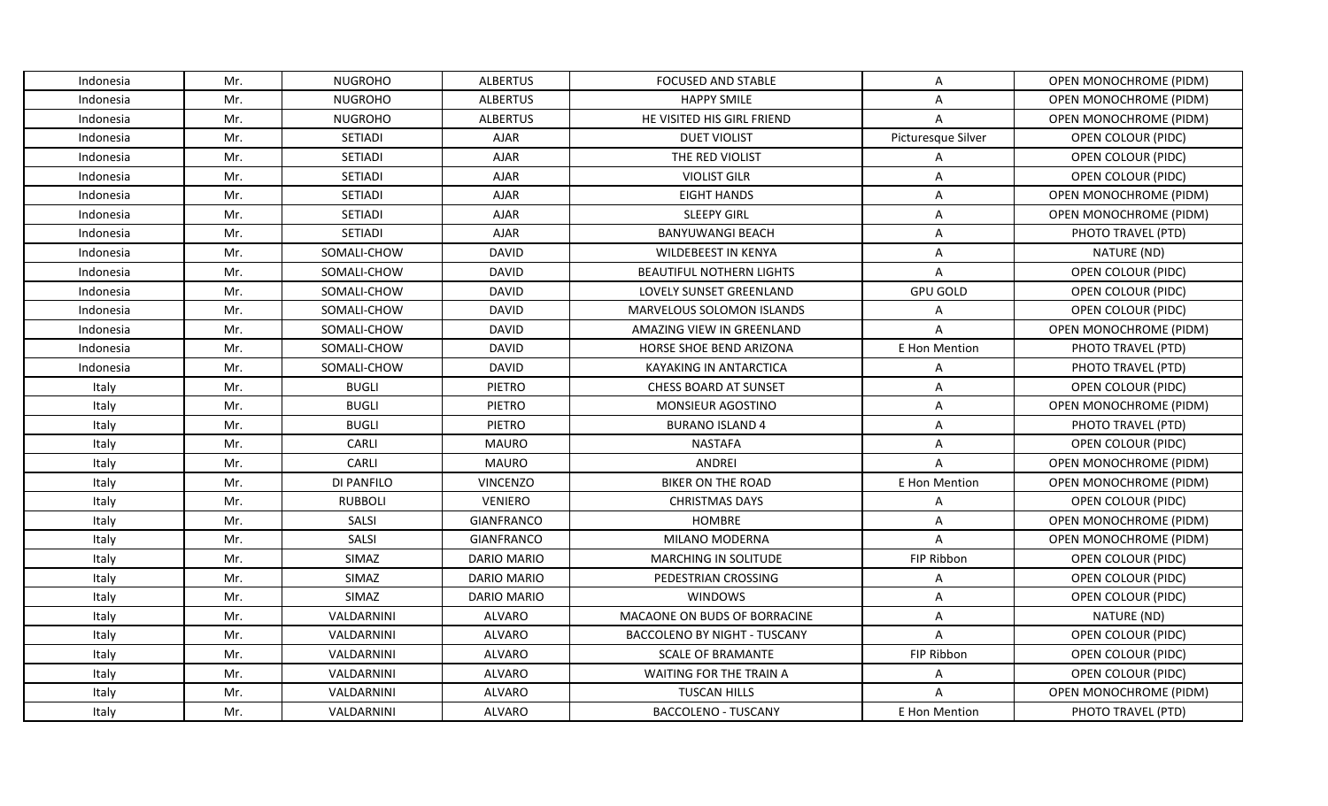| Indonesia | Mr. | NUGROHO | ALBERTUS | FOCUSED AND STABLE | A | OPEN MONOCHROME (PIDM) |
|---|---|---|---|---|---|---|
| Indonesia | Mr. | NUGROHO | ALBERTUS | HAPPY SMILE | A | OPEN MONOCHROME (PIDM) |
| Indonesia | Mr. | NUGROHO | ALBERTUS | HE VISITED HIS GIRL FRIEND | A | OPEN MONOCHROME (PIDM) |
| Indonesia | Mr. | SETIADI | AJAR | DUET VIOLIST | Picturesque Silver | OPEN COLOUR (PIDC) |
| Indonesia | Mr. | SETIADI | AJAR | THE RED VIOLIST | A | OPEN COLOUR (PIDC) |
| Indonesia | Mr. | SETIADI | AJAR | VIOLIST GILR | A | OPEN COLOUR (PIDC) |
| Indonesia | Mr. | SETIADI | AJAR | EIGHT HANDS | A | OPEN MONOCHROME (PIDM) |
| Indonesia | Mr. | SETIADI | AJAR | SLEEPY GIRL | A | OPEN MONOCHROME (PIDM) |
| Indonesia | Mr. | SETIADI | AJAR | BANYUWANGI BEACH | A | PHOTO TRAVEL (PTD) |
| Indonesia | Mr. | SOMALI-CHOW | DAVID | WILDEBEEST IN KENYA | A | NATURE (ND) |
| Indonesia | Mr. | SOMALI-CHOW | DAVID | BEAUTIFUL NOTHERN LIGHTS | A | OPEN COLOUR (PIDC) |
| Indonesia | Mr. | SOMALI-CHOW | DAVID | LOVELY SUNSET GREENLAND | GPU GOLD | OPEN COLOUR (PIDC) |
| Indonesia | Mr. | SOMALI-CHOW | DAVID | MARVELOUS SOLOMON ISLANDS | A | OPEN COLOUR (PIDC) |
| Indonesia | Mr. | SOMALI-CHOW | DAVID | AMAZING VIEW IN GREENLAND | A | OPEN MONOCHROME (PIDM) |
| Indonesia | Mr. | SOMALI-CHOW | DAVID | HORSE SHOE BEND ARIZONA | E Hon Mention | PHOTO TRAVEL (PTD) |
| Indonesia | Mr. | SOMALI-CHOW | DAVID | KAYAKING IN ANTARCTICA | A | PHOTO TRAVEL (PTD) |
| Italy | Mr. | BUGLI | PIETRO | CHESS BOARD AT SUNSET | A | OPEN COLOUR (PIDC) |
| Italy | Mr. | BUGLI | PIETRO | MONSIEUR AGOSTINO | A | OPEN MONOCHROME (PIDM) |
| Italy | Mr. | BUGLI | PIETRO | BURANO ISLAND 4 | A | PHOTO TRAVEL (PTD) |
| Italy | Mr. | CARLI | MAURO | NASTAFA | A | OPEN COLOUR (PIDC) |
| Italy | Mr. | CARLI | MAURO | ANDREI | A | OPEN MONOCHROME (PIDM) |
| Italy | Mr. | DI PANFILO | VINCENZO | BIKER ON THE ROAD | E Hon Mention | OPEN MONOCHROME (PIDM) |
| Italy | Mr. | RUBBOLI | VENIERO | CHRISTMAS DAYS | A | OPEN COLOUR (PIDC) |
| Italy | Mr. | SALSI | GIANFRANCO | HOMBRE | A | OPEN MONOCHROME (PIDM) |
| Italy | Mr. | SALSI | GIANFRANCO | MILANO MODERNA | A | OPEN MONOCHROME (PIDM) |
| Italy | Mr. | SIMAZ | DARIO MARIO | MARCHING IN SOLITUDE | FIP Ribbon | OPEN COLOUR (PIDC) |
| Italy | Mr. | SIMAZ | DARIO MARIO | PEDESTRIAN CROSSING | A | OPEN COLOUR (PIDC) |
| Italy | Mr. | SIMAZ | DARIO MARIO | WINDOWS | A | OPEN COLOUR (PIDC) |
| Italy | Mr. | VALDARNINI | ALVARO | MACAONE ON BUDS OF BORRACINE | A | NATURE (ND) |
| Italy | Mr. | VALDARNINI | ALVARO | BACCOLENO BY NIGHT - TUSCANY | A | OPEN COLOUR (PIDC) |
| Italy | Mr. | VALDARNINI | ALVARO | SCALE OF BRAMANTE | FIP Ribbon | OPEN COLOUR (PIDC) |
| Italy | Mr. | VALDARNINI | ALVARO | WAITING FOR THE TRAIN A | A | OPEN COLOUR (PIDC) |
| Italy | Mr. | VALDARNINI | ALVARO | TUSCAN HILLS | A | OPEN MONOCHROME (PIDM) |
| Italy | Mr. | VALDARNINI | ALVARO | BACCOLENO - TUSCANY | E Hon Mention | PHOTO TRAVEL (PTD) |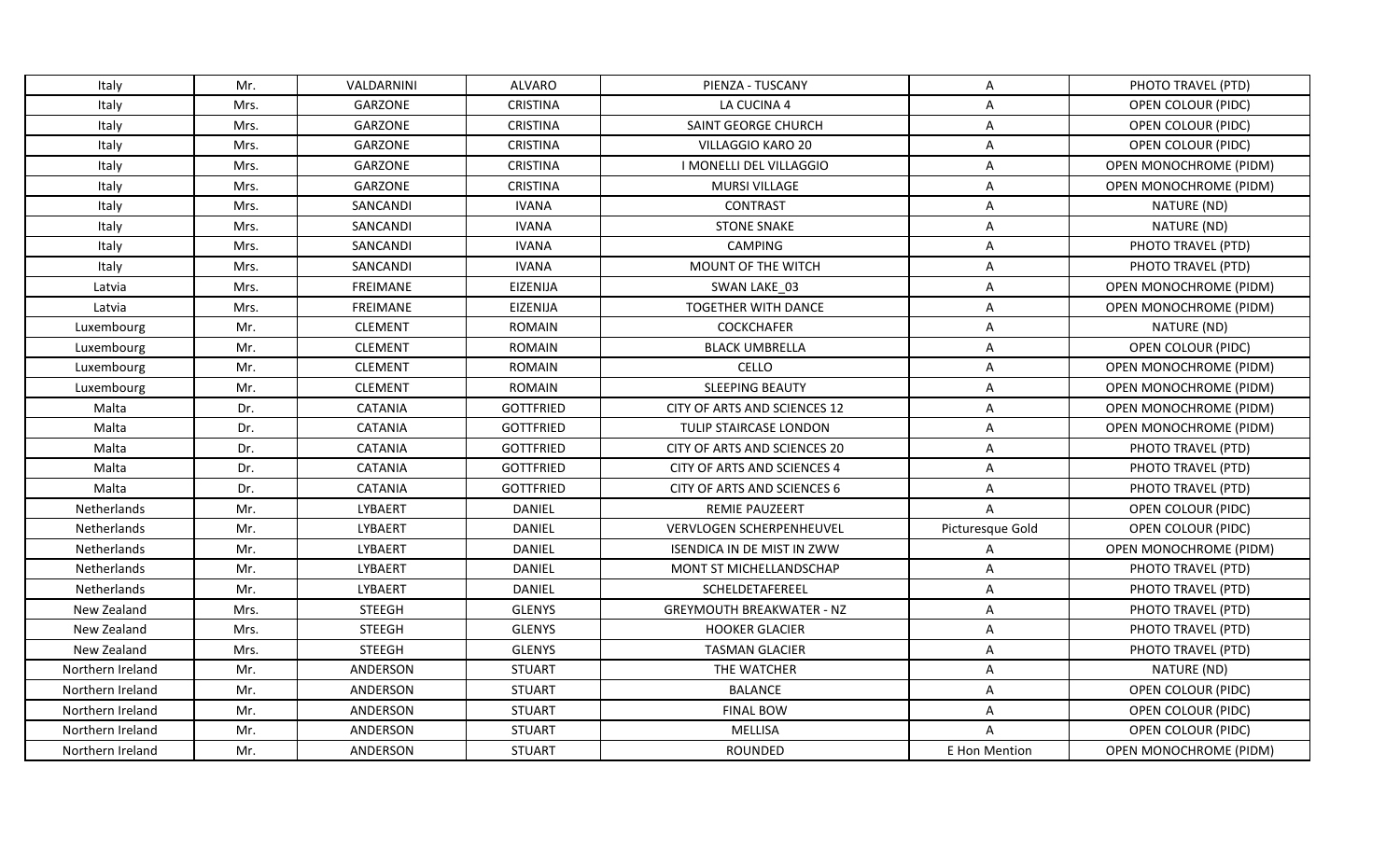| Italy | Mr. | VALDARNINI | ALVARO | PIENZA - TUSCANY | A | PHOTO TRAVEL (PTD) |
|---|---|---|---|---|---|---|
| Italy | Mrs. | GARZONE | CRISTINA | LA CUCINA 4 | A | OPEN COLOUR (PIDC) |
| Italy | Mrs. | GARZONE | CRISTINA | SAINT GEORGE CHURCH | A | OPEN COLOUR (PIDC) |
| Italy | Mrs. | GARZONE | CRISTINA | VILLAGGIO KARO 20 | A | OPEN COLOUR (PIDC) |
| Italy | Mrs. | GARZONE | CRISTINA | I MONELLI DEL VILLAGGIO | A | OPEN MONOCHROME (PIDM) |
| Italy | Mrs. | GARZONE | CRISTINA | MURSI VILLAGE | A | OPEN MONOCHROME (PIDM) |
| Italy | Mrs. | SANCANDI | IVANA | CONTRAST | A | NATURE (ND) |
| Italy | Mrs. | SANCANDI | IVANA | STONE SNAKE | A | NATURE (ND) |
| Italy | Mrs. | SANCANDI | IVANA | CAMPING | A | PHOTO TRAVEL (PTD) |
| Italy | Mrs. | SANCANDI | IVANA | MOUNT OF THE WITCH | A | PHOTO TRAVEL (PTD) |
| Latvia | Mrs. | FREIMANE | EIZENIJA | SWAN LAKE_03 | A | OPEN MONOCHROME (PIDM) |
| Latvia | Mrs. | FREIMANE | EIZENIJA | TOGETHER WITH DANCE | A | OPEN MONOCHROME (PIDM) |
| Luxembourg | Mr. | CLEMENT | ROMAIN | COCKCHAFER | A | NATURE (ND) |
| Luxembourg | Mr. | CLEMENT | ROMAIN | BLACK UMBRELLA | A | OPEN COLOUR (PIDC) |
| Luxembourg | Mr. | CLEMENT | ROMAIN | CELLO | A | OPEN MONOCHROME (PIDM) |
| Luxembourg | Mr. | CLEMENT | ROMAIN | SLEEPING BEAUTY | A | OPEN MONOCHROME (PIDM) |
| Malta | Dr. | CATANIA | GOTTFRIED | CITY OF ARTS AND SCIENCES 12 | A | OPEN MONOCHROME (PIDM) |
| Malta | Dr. | CATANIA | GOTTFRIED | TULIP STAIRCASE LONDON | A | OPEN MONOCHROME (PIDM) |
| Malta | Dr. | CATANIA | GOTTFRIED | CITY OF ARTS AND SCIENCES 20 | A | PHOTO TRAVEL (PTD) |
| Malta | Dr. | CATANIA | GOTTFRIED | CITY OF ARTS AND SCIENCES 4 | A | PHOTO TRAVEL (PTD) |
| Malta | Dr. | CATANIA | GOTTFRIED | CITY OF ARTS AND SCIENCES 6 | A | PHOTO TRAVEL (PTD) |
| Netherlands | Mr. | LYBAERT | DANIEL | REMIE PAUZEERT | A | OPEN COLOUR (PIDC) |
| Netherlands | Mr. | LYBAERT | DANIEL | VERVLOGEN SCHERPENHEUVEL | Picturesque Gold | OPEN COLOUR (PIDC) |
| Netherlands | Mr. | LYBAERT | DANIEL | ISENDICA IN DE MIST IN ZWW | A | OPEN MONOCHROME (PIDM) |
| Netherlands | Mr. | LYBAERT | DANIEL | MONT ST MICHELLANDSCHAP | A | PHOTO TRAVEL (PTD) |
| Netherlands | Mr. | LYBAERT | DANIEL | SCHELDETAFEREEL | A | PHOTO TRAVEL (PTD) |
| New Zealand | Mrs. | STEEGH | GLENYS | GREYMOUTH BREAKWATER - NZ | A | PHOTO TRAVEL (PTD) |
| New Zealand | Mrs. | STEEGH | GLENYS | HOOKER GLACIER | A | PHOTO TRAVEL (PTD) |
| New Zealand | Mrs. | STEEGH | GLENYS | TASMAN GLACIER | A | PHOTO TRAVEL (PTD) |
| Northern Ireland | Mr. | ANDERSON | STUART | THE WATCHER | A | NATURE (ND) |
| Northern Ireland | Mr. | ANDERSON | STUART | BALANCE | A | OPEN COLOUR (PIDC) |
| Northern Ireland | Mr. | ANDERSON | STUART | FINAL BOW | A | OPEN COLOUR (PIDC) |
| Northern Ireland | Mr. | ANDERSON | STUART | MELLISA | A | OPEN COLOUR (PIDC) |
| Northern Ireland | Mr. | ANDERSON | STUART | ROUNDED | E Hon Mention | OPEN MONOCHROME (PIDM) |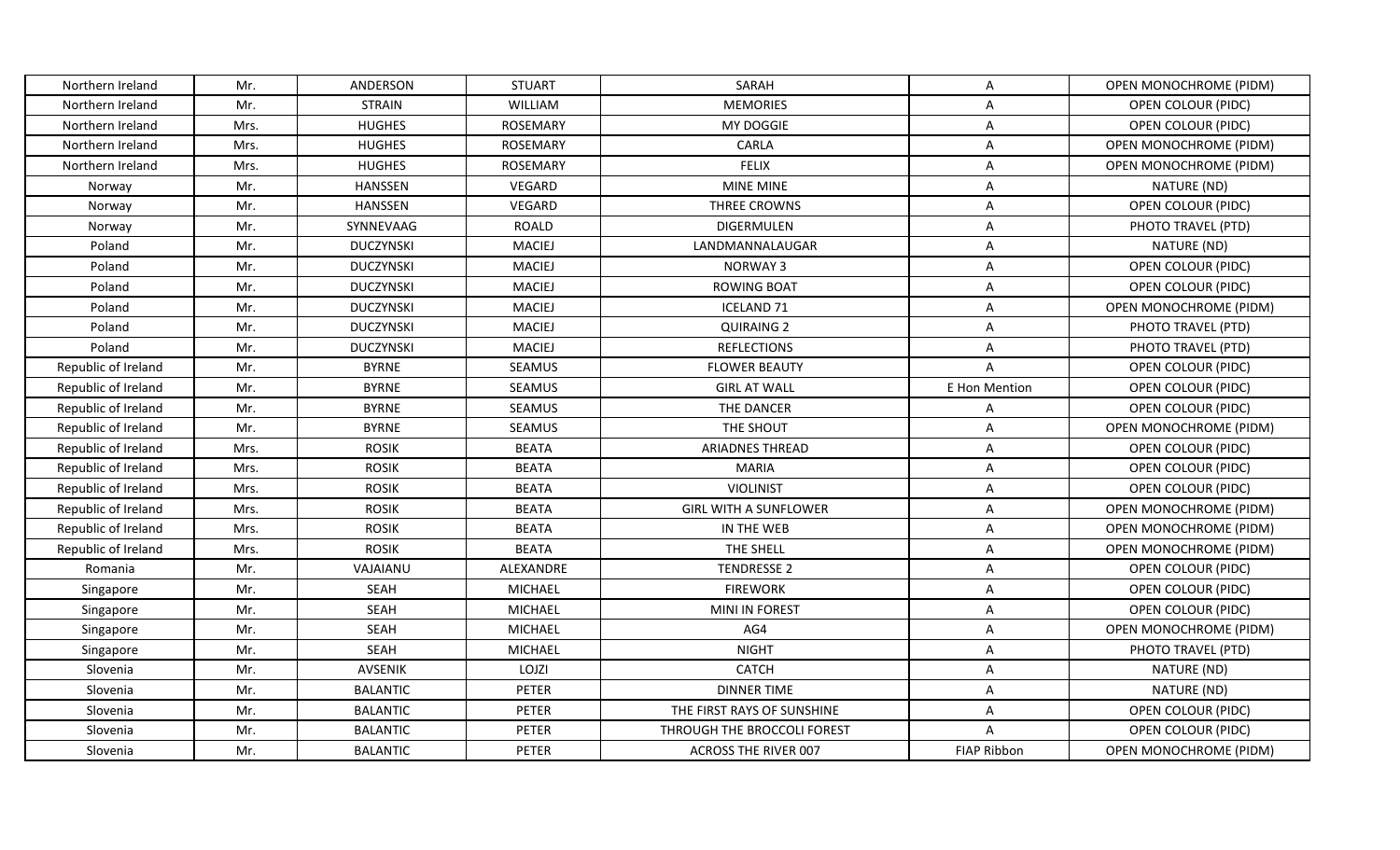| Northern Ireland | Mr. | ANDERSON | STUART | SARAH | A | OPEN MONOCHROME (PIDM) |
|---|---|---|---|---|---|---|
| Northern Ireland | Mr. | STRAIN | WILLIAM | MEMORIES | A | OPEN COLOUR (PIDC) |
| Northern Ireland | Mrs. | HUGHES | ROSEMARY | MY DOGGIE | A | OPEN COLOUR (PIDC) |
| Northern Ireland | Mrs. | HUGHES | ROSEMARY | CARLA | A | OPEN MONOCHROME (PIDM) |
| Northern Ireland | Mrs. | HUGHES | ROSEMARY | FELIX | A | OPEN MONOCHROME (PIDM) |
| Norway | Mr. | HANSSEN | VEGARD | MINE MINE | A | NATURE (ND) |
| Norway | Mr. | HANSSEN | VEGARD | THREE CROWNS | A | OPEN COLOUR (PIDC) |
| Norway | Mr. | SYNNEVAAG | ROALD | DIGERMULEN | A | PHOTO TRAVEL (PTD) |
| Poland | Mr. | DUCZYNSKI | MACIEJ | LANDMANNALAUGAR | A | NATURE (ND) |
| Poland | Mr. | DUCZYNSKI | MACIEJ | NORWAY 3 | A | OPEN COLOUR (PIDC) |
| Poland | Mr. | DUCZYNSKI | MACIEJ | ROWING BOAT | A | OPEN COLOUR (PIDC) |
| Poland | Mr. | DUCZYNSKI | MACIEJ | ICELAND 71 | A | OPEN MONOCHROME (PIDM) |
| Poland | Mr. | DUCZYNSKI | MACIEJ | QUIRAING 2 | A | PHOTO TRAVEL (PTD) |
| Poland | Mr. | DUCZYNSKI | MACIEJ | REFLECTIONS | A | PHOTO TRAVEL (PTD) |
| Republic of Ireland | Mr. | BYRNE | SEAMUS | FLOWER BEAUTY | A | OPEN COLOUR (PIDC) |
| Republic of Ireland | Mr. | BYRNE | SEAMUS | GIRL AT WALL | E Hon Mention | OPEN COLOUR (PIDC) |
| Republic of Ireland | Mr. | BYRNE | SEAMUS | THE DANCER | A | OPEN COLOUR (PIDC) |
| Republic of Ireland | Mr. | BYRNE | SEAMUS | THE SHOUT | A | OPEN MONOCHROME (PIDM) |
| Republic of Ireland | Mrs. | ROSIK | BEATA | ARIADNES THREAD | A | OPEN COLOUR (PIDC) |
| Republic of Ireland | Mrs. | ROSIK | BEATA | MARIA | A | OPEN COLOUR (PIDC) |
| Republic of Ireland | Mrs. | ROSIK | BEATA | VIOLINIST | A | OPEN COLOUR (PIDC) |
| Republic of Ireland | Mrs. | ROSIK | BEATA | GIRL WITH A SUNFLOWER | A | OPEN MONOCHROME (PIDM) |
| Republic of Ireland | Mrs. | ROSIK | BEATA | IN THE WEB | A | OPEN MONOCHROME (PIDM) |
| Republic of Ireland | Mrs. | ROSIK | BEATA | THE SHELL | A | OPEN MONOCHROME (PIDM) |
| Romania | Mr. | VAJAIANU | ALEXANDRE | TENDRESSE 2 | A | OPEN COLOUR (PIDC) |
| Singapore | Mr. | SEAH | MICHAEL | FIREWORK | A | OPEN COLOUR (PIDC) |
| Singapore | Mr. | SEAH | MICHAEL | MINI IN FOREST | A | OPEN COLOUR (PIDC) |
| Singapore | Mr. | SEAH | MICHAEL | AG4 | A | OPEN MONOCHROME (PIDM) |
| Singapore | Mr. | SEAH | MICHAEL | NIGHT | A | PHOTO TRAVEL (PTD) |
| Slovenia | Mr. | AVSENIK | LOJZI | CATCH | A | NATURE (ND) |
| Slovenia | Mr. | BALANTIC | PETER | DINNER TIME | A | NATURE (ND) |
| Slovenia | Mr. | BALANTIC | PETER | THE FIRST RAYS OF SUNSHINE | A | OPEN COLOUR (PIDC) |
| Slovenia | Mr. | BALANTIC | PETER | THROUGH THE BROCCOLI FOREST | A | OPEN COLOUR (PIDC) |
| Slovenia | Mr. | BALANTIC | PETER | ACROSS THE RIVER 007 | FIAP Ribbon | OPEN MONOCHROME (PIDM) |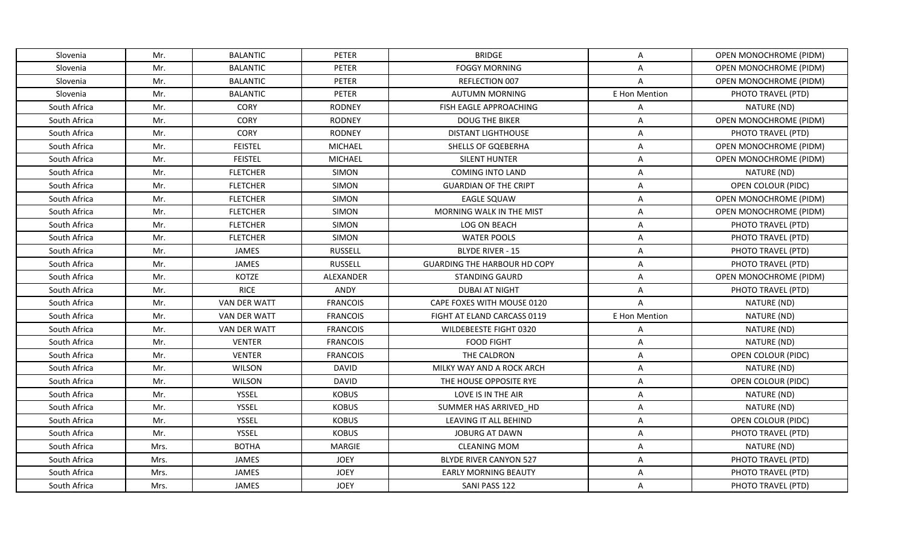| Slovenia | Mr. | BALANTIC | PETER | BRIDGE | A | OPEN MONOCHROME (PIDM) |
|---|---|---|---|---|---|---|
| Slovenia | Mr. | BALANTIC | PETER | FOGGY MORNING | A | OPEN MONOCHROME (PIDM) |
| Slovenia | Mr. | BALANTIC | PETER | REFLECTION 007 | A | OPEN MONOCHROME (PIDM) |
| Slovenia | Mr. | BALANTIC | PETER | AUTUMN MORNING | E Hon Mention | PHOTO TRAVEL (PTD) |
| South Africa | Mr. | CORY | RODNEY | FISH EAGLE APPROACHING | A | NATURE (ND) |
| South Africa | Mr. | CORY | RODNEY | DOUG THE BIKER | A | OPEN MONOCHROME (PIDM) |
| South Africa | Mr. | CORY | RODNEY | DISTANT LIGHTHOUSE | A | PHOTO TRAVEL (PTD) |
| South Africa | Mr. | FEISTEL | MICHAEL | SHELLS OF GQEBERHA | A | OPEN MONOCHROME (PIDM) |
| South Africa | Mr. | FEISTEL | MICHAEL | SILENT HUNTER | A | OPEN MONOCHROME (PIDM) |
| South Africa | Mr. | FLETCHER | SIMON | COMING INTO LAND | A | NATURE (ND) |
| South Africa | Mr. | FLETCHER | SIMON | GUARDIAN OF THE CRIPT | A | OPEN COLOUR (PIDC) |
| South Africa | Mr. | FLETCHER | SIMON | EAGLE SQUAW | A | OPEN MONOCHROME (PIDM) |
| South Africa | Mr. | FLETCHER | SIMON | MORNING WALK IN THE MIST | A | OPEN MONOCHROME (PIDM) |
| South Africa | Mr. | FLETCHER | SIMON | LOG ON BEACH | A | PHOTO TRAVEL (PTD) |
| South Africa | Mr. | FLETCHER | SIMON | WATER POOLS | A | PHOTO TRAVEL (PTD) |
| South Africa | Mr. | JAMES | RUSSELL | BLYDE RIVER - 15 | A | PHOTO TRAVEL (PTD) |
| South Africa | Mr. | JAMES | RUSSELL | GUARDING THE HARBOUR HD COPY | A | PHOTO TRAVEL (PTD) |
| South Africa | Mr. | KOTZE | ALEXANDER | STANDING GAURD | A | OPEN MONOCHROME (PIDM) |
| South Africa | Mr. | RICE | ANDY | DUBAI AT NIGHT | A | PHOTO TRAVEL (PTD) |
| South Africa | Mr. | VAN DER WATT | FRANCOIS | CAPE FOXES WITH MOUSE 0120 | A | NATURE (ND) |
| South Africa | Mr. | VAN DER WATT | FRANCOIS | FIGHT AT ELAND CARCASS 0119 | E Hon Mention | NATURE (ND) |
| South Africa | Mr. | VAN DER WATT | FRANCOIS | WILDEBEESTE FIGHT 0320 | A | NATURE (ND) |
| South Africa | Mr. | VENTER | FRANCOIS | FOOD FIGHT | A | NATURE (ND) |
| South Africa | Mr. | VENTER | FRANCOIS | THE CALDRON | A | OPEN COLOUR (PIDC) |
| South Africa | Mr. | WILSON | DAVID | MILKY WAY AND A ROCK ARCH | A | NATURE (ND) |
| South Africa | Mr. | WILSON | DAVID | THE HOUSE OPPOSITE RYE | A | OPEN COLOUR (PIDC) |
| South Africa | Mr. | YSSEL | KOBUS | LOVE IS IN THE AIR | A | NATURE (ND) |
| South Africa | Mr. | YSSEL | KOBUS | SUMMER HAS ARRIVED_HD | A | NATURE (ND) |
| South Africa | Mr. | YSSEL | KOBUS | LEAVING IT ALL BEHIND | A | OPEN COLOUR (PIDC) |
| South Africa | Mr. | YSSEL | KOBUS | JOBURG AT DAWN | A | PHOTO TRAVEL (PTD) |
| South Africa | Mrs. | BOTHA | MARGIE | CLEANING MOM | A | NATURE (ND) |
| South Africa | Mrs. | JAMES | JOEY | BLYDE RIVER CANYON 527 | A | PHOTO TRAVEL (PTD) |
| South Africa | Mrs. | JAMES | JOEY | EARLY MORNING BEAUTY | A | PHOTO TRAVEL (PTD) |
| South Africa | Mrs. | JAMES | JOEY | SANI PASS 122 | A | PHOTO TRAVEL (PTD) |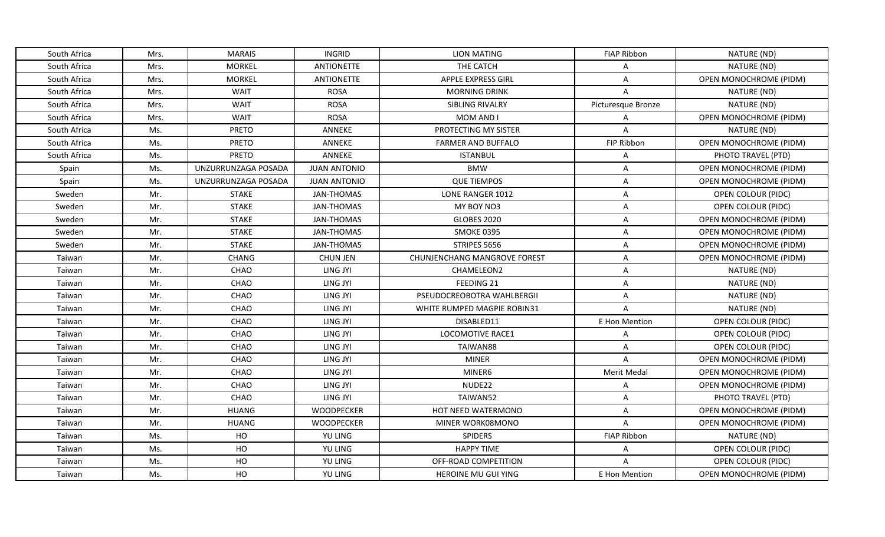| South Africa | Mrs. | MARAIS | INGRID | LION MATING | FIAP Ribbon | NATURE (ND) |
|---|---|---|---|---|---|---|
| South Africa | Mrs. | MORKEL | ANTIONETTE | THE CATCH | A | NATURE (ND) |
| South Africa | Mrs. | MORKEL | ANTIONETTE | APPLE EXPRESS GIRL | A | OPEN MONOCHROME (PIDM) |
| South Africa | Mrs. | WAIT | ROSA | MORNING DRINK | A | NATURE (ND) |
| South Africa | Mrs. | WAIT | ROSA | SIBLING RIVALRY | Picturesque Bronze | NATURE (ND) |
| South Africa | Mrs. | WAIT | ROSA | MOM AND I | A | OPEN MONOCHROME (PIDM) |
| South Africa | Ms. | PRETO | ANNEKE | PROTECTING MY SISTER | A | NATURE (ND) |
| South Africa | Ms. | PRETO | ANNEKE | FARMER AND BUFFALO | FIP Ribbon | OPEN MONOCHROME (PIDM) |
| South Africa | Ms. | PRETO | ANNEKE | ISTANBUL | A | PHOTO TRAVEL (PTD) |
| Spain | Ms. | UNZURRUNZAGA POSADA | JUAN ANTONIO | BMW | A | OPEN MONOCHROME (PIDM) |
| Spain | Ms. | UNZURRUNZAGA POSADA | JUAN ANTONIO | QUE TIEMPOS | A | OPEN MONOCHROME (PIDM) |
| Sweden | Mr. | STAKE | JAN-THOMAS | LONE RANGER 1012 | A | OPEN COLOUR (PIDC) |
| Sweden | Mr. | STAKE | JAN-THOMAS | MY BOY NO3 | A | OPEN COLOUR (PIDC) |
| Sweden | Mr. | STAKE | JAN-THOMAS | GLOBES 2020 | A | OPEN MONOCHROME (PIDM) |
| Sweden | Mr. | STAKE | JAN-THOMAS | SMOKE 0395 | A | OPEN MONOCHROME (PIDM) |
| Sweden | Mr. | STAKE | JAN-THOMAS | STRIPES 5656 | A | OPEN MONOCHROME (PIDM) |
| Taiwan | Mr. | CHANG | CHUN JEN | CHUNJENCHANG MANGROVE FOREST | A | OPEN MONOCHROME (PIDM) |
| Taiwan | Mr. | CHAO | LING JYI | CHAMELEON2 | A | NATURE (ND) |
| Taiwan | Mr. | CHAO | LING JYI | FEEDING 21 | A | NATURE (ND) |
| Taiwan | Mr. | CHAO | LING JYI | PSEUDOCREOBOTRA WAHLBERGII | A | NATURE (ND) |
| Taiwan | Mr. | CHAO | LING JYI | WHITE RUMPED MAGPIE ROBIN31 | A | NATURE (ND) |
| Taiwan | Mr. | CHAO | LING JYI | DISABLED11 | E Hon Mention | OPEN COLOUR (PIDC) |
| Taiwan | Mr. | CHAO | LING JYI | LOCOMOTIVE RACE1 | A | OPEN COLOUR (PIDC) |
| Taiwan | Mr. | CHAO | LING JYI | TAIWAN88 | A | OPEN COLOUR (PIDC) |
| Taiwan | Mr. | CHAO | LING JYI | MINER | A | OPEN MONOCHROME (PIDM) |
| Taiwan | Mr. | CHAO | LING JYI | MINER6 | Merit Medal | OPEN MONOCHROME (PIDM) |
| Taiwan | Mr. | CHAO | LING JYI | NUDE22 | A | OPEN MONOCHROME (PIDM) |
| Taiwan | Mr. | CHAO | LING JYI | TAIWAN52 | A | PHOTO TRAVEL (PTD) |
| Taiwan | Mr. | HUANG | WOODPECKER | HOT NEED WATERMONO | A | OPEN MONOCHROME (PIDM) |
| Taiwan | Mr. | HUANG | WOODPECKER | MINER WORK08MONO | A | OPEN MONOCHROME (PIDM) |
| Taiwan | Ms. | HO | YU LING | SPIDERS | FIAP Ribbon | NATURE (ND) |
| Taiwan | Ms. | HO | YU LING | HAPPY TIME | A | OPEN COLOUR (PIDC) |
| Taiwan | Ms. | HO | YU LING | OFF-ROAD COMPETITION | A | OPEN COLOUR (PIDC) |
| Taiwan | Ms. | HO | YU LING | HEROINE MU GUI YING | E Hon Mention | OPEN MONOCHROME (PIDM) |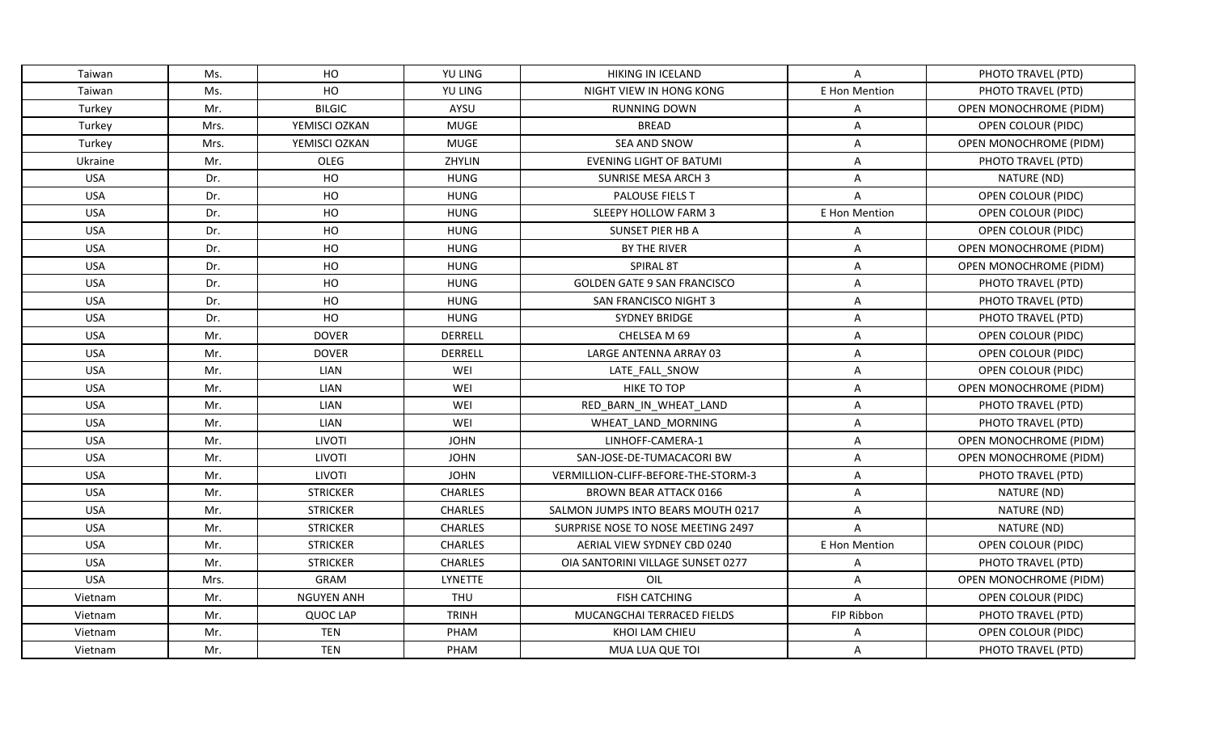| Taiwan | Ms. | HO | YU LING | HIKING IN ICELAND | A | PHOTO TRAVEL (PTD) |
|---|---|---|---|---|---|---|
| Taiwan | Ms. | HO | YU LING | NIGHT VIEW IN HONG KONG | E Hon Mention | PHOTO TRAVEL (PTD) |
| Turkey | Mr. | BILGIC | AYSU | RUNNING DOWN | A | OPEN MONOCHROME (PIDM) |
| Turkey | Mrs. | YEMISCI OZKAN | MUGE | BREAD | A | OPEN COLOUR (PIDC) |
| Turkey | Mrs. | YEMISCI OZKAN | MUGE | SEA AND SNOW | A | OPEN MONOCHROME (PIDM) |
| Ukraine | Mr. | OLEG | ZHYLIN | EVENING LIGHT OF BATUMI | A | PHOTO TRAVEL (PTD) |
| USA | Dr. | HO | HUNG | SUNRISE MESA ARCH 3 | A | NATURE (ND) |
| USA | Dr. | HO | HUNG | PALOUSE FIELS T | A | OPEN COLOUR (PIDC) |
| USA | Dr. | HO | HUNG | SLEEPY HOLLOW FARM 3 | E Hon Mention | OPEN COLOUR (PIDC) |
| USA | Dr. | HO | HUNG | SUNSET PIER HB A | A | OPEN COLOUR (PIDC) |
| USA | Dr. | HO | HUNG | BY THE RIVER | A | OPEN MONOCHROME (PIDM) |
| USA | Dr. | HO | HUNG | SPIRAL 8T | A | OPEN MONOCHROME (PIDM) |
| USA | Dr. | HO | HUNG | GOLDEN GATE 9 SAN FRANCISCO | A | PHOTO TRAVEL (PTD) |
| USA | Dr. | HO | HUNG | SAN FRANCISCO NIGHT 3 | A | PHOTO TRAVEL (PTD) |
| USA | Dr. | HO | HUNG | SYDNEY BRIDGE | A | PHOTO TRAVEL (PTD) |
| USA | Mr. | DOVER | DERRELL | CHELSEA M 69 | A | OPEN COLOUR (PIDC) |
| USA | Mr. | DOVER | DERRELL | LARGE ANTENNA ARRAY 03 | A | OPEN COLOUR (PIDC) |
| USA | Mr. | LIAN | WEI | LATE_FALL_SNOW | A | OPEN COLOUR (PIDC) |
| USA | Mr. | LIAN | WEI | HIKE TO TOP | A | OPEN MONOCHROME (PIDM) |
| USA | Mr. | LIAN | WEI | RED_BARN_IN_WHEAT_LAND | A | PHOTO TRAVEL (PTD) |
| USA | Mr. | LIAN | WEI | WHEAT_LAND_MORNING | A | PHOTO TRAVEL (PTD) |
| USA | Mr. | LIVOTI | JOHN | LINHOFF-CAMERA-1 | A | OPEN MONOCHROME (PIDM) |
| USA | Mr. | LIVOTI | JOHN | SAN-JOSE-DE-TUMACACORI BW | A | OPEN MONOCHROME (PIDM) |
| USA | Mr. | LIVOTI | JOHN | VERMILLION-CLIFF-BEFORE-THE-STORM-3 | A | PHOTO TRAVEL (PTD) |
| USA | Mr. | STRICKER | CHARLES | BROWN BEAR ATTACK 0166 | A | NATURE (ND) |
| USA | Mr. | STRICKER | CHARLES | SALMON JUMPS INTO BEARS MOUTH 0217 | A | NATURE (ND) |
| USA | Mr. | STRICKER | CHARLES | SURPRISE NOSE TO NOSE MEETING 2497 | A | NATURE (ND) |
| USA | Mr. | STRICKER | CHARLES | AERIAL VIEW SYDNEY CBD 0240 | E Hon Mention | OPEN COLOUR (PIDC) |
| USA | Mr. | STRICKER | CHARLES | OIA SANTORINI VILLAGE SUNSET 0277 | A | PHOTO TRAVEL (PTD) |
| USA | Mrs. | GRAM | LYNETTE | OIL | A | OPEN MONOCHROME (PIDM) |
| Vietnam | Mr. | NGUYEN ANH | THU | FISH CATCHING | A | OPEN COLOUR (PIDC) |
| Vietnam | Mr. | QUOC LAP | TRINH | MUCANGCHAI TERRACED FIELDS | FIP Ribbon | PHOTO TRAVEL (PTD) |
| Vietnam | Mr. | TEN | PHAM | KHOI LAM CHIEU | A | OPEN COLOUR (PIDC) |
| Vietnam | Mr. | TEN | PHAM | MUA LUA QUE TOI | A | PHOTO TRAVEL (PTD) |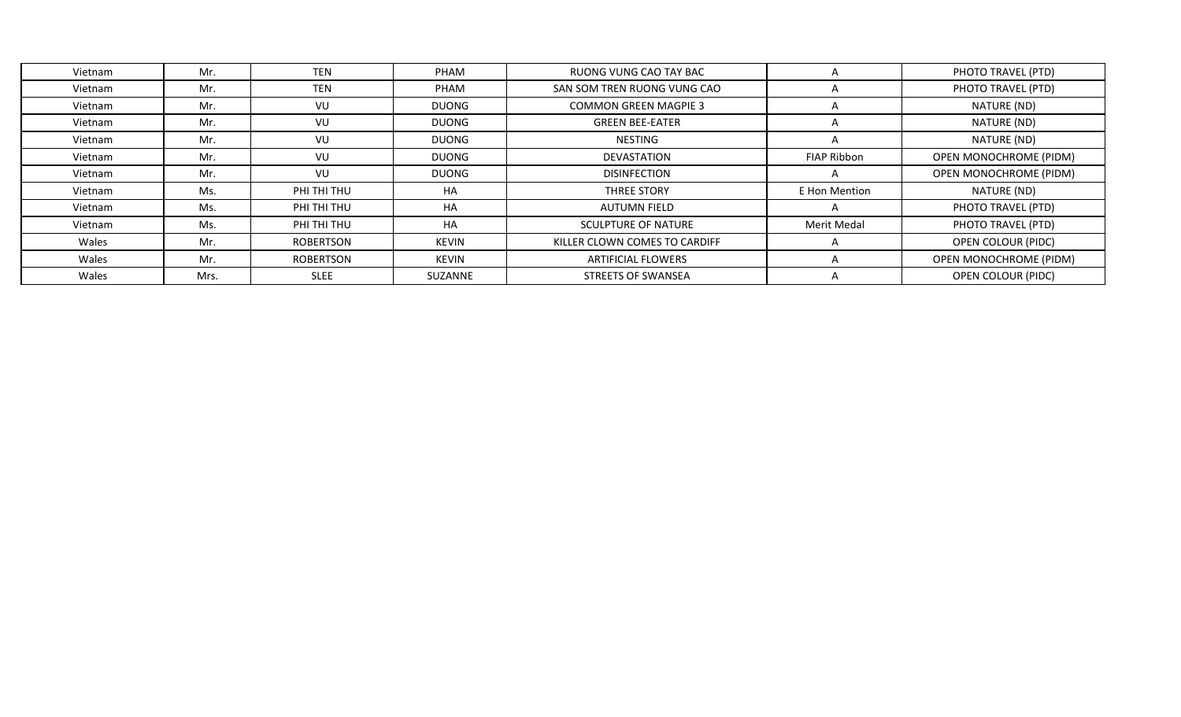| | | | | | | |
|---|---|---|---|---|---|---|
| Vietnam | Mr. | TEN | PHAM | RUONG VUNG CAO TAY BAC | A | PHOTO TRAVEL (PTD) |
| Vietnam | Mr. | TEN | PHAM | SAN SOM TREN RUONG VUNG CAO | A | PHOTO TRAVEL (PTD) |
| Vietnam | Mr. | VU | DUONG | COMMON GREEN MAGPIE 3 | A | NATURE (ND) |
| Vietnam | Mr. | VU | DUONG | GREEN BEE-EATER | A | NATURE (ND) |
| Vietnam | Mr. | VU | DUONG | NESTING | A | NATURE (ND) |
| Vietnam | Mr. | VU | DUONG | DEVASTATION | FIAP Ribbon | OPEN MONOCHROME (PIDM) |
| Vietnam | Mr. | VU | DUONG | DISINFECTION | A | OPEN MONOCHROME (PIDM) |
| Vietnam | Ms. | PHI THI THU | HA | THREE STORY | E Hon Mention | NATURE (ND) |
| Vietnam | Ms. | PHI THI THU | HA | AUTUMN FIELD | A | PHOTO TRAVEL (PTD) |
| Vietnam | Ms. | PHI THI THU | HA | SCULPTURE OF NATURE | Merit Medal | PHOTO TRAVEL (PTD) |
| Wales | Mr. | ROBERTSON | KEVIN | KILLER CLOWN COMES TO CARDIFF | A | OPEN COLOUR (PIDC) |
| Wales | Mr. | ROBERTSON | KEVIN | ARTIFICIAL FLOWERS | A | OPEN MONOCHROME (PIDM) |
| Wales | Mrs. | SLEE | SUZANNE | STREETS OF SWANSEA | A | OPEN COLOUR (PIDC) |